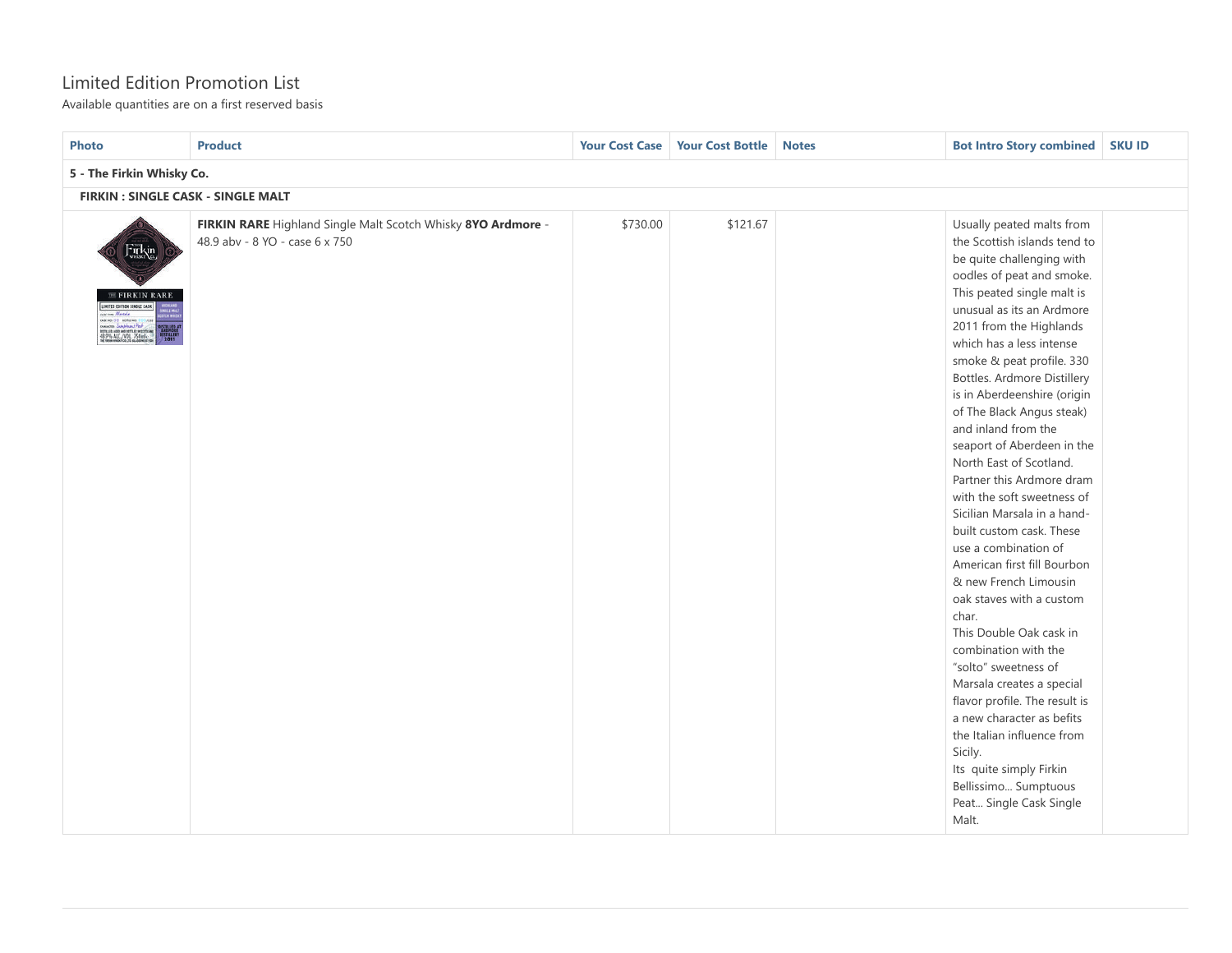# Limited Edition Promotion List

Available quantities are on a first reserved basis

| Photo | Product | Your Cost Case | Your Cost Bottle | Notes | Bot Intro Story combined | SKU ID |
|---|---|---|---|---|---|---|
| **5 - The Firkin Whisky Co.** | | | | | | |
| **FIRKIN : SINGLE CASK - SINGLE MALT** | | | | | | |
| | **FIRKIN RARE** Highland Single Malt Scotch Whisky **8YO Ardmore** - 48.9 abv - 8 YO - case 6 x 750 | $730.00 | $121.67 | | Usually peated malts from the Scottish islands tend to be quite challenging with oodles of peat and smoke. This peated single malt is unusual as its an Ardmore 2011 from the Highlands which has a less intense smoke & peat profile. 330 Bottles. Ardmore Distillery is in Aberdeenshire (origin of The Black Angus steak) and inland from the seaport of Aberdeen in the North East of Scotland. Partner this Ardmore dram with the soft sweetness of Sicilian Marsala in a hand-built custom cask. These use a combination of American first fill Bourbon & new French Limousin oak staves with a custom char. This Double Oak cask in combination with the "solto" sweetness of Marsala creates a special flavor profile. The result is a new character as befits the Italian influence from Sicily. Its quite simply Firkin Bellissimo... Sumptuous Peat... Single Cask Single Malt. | |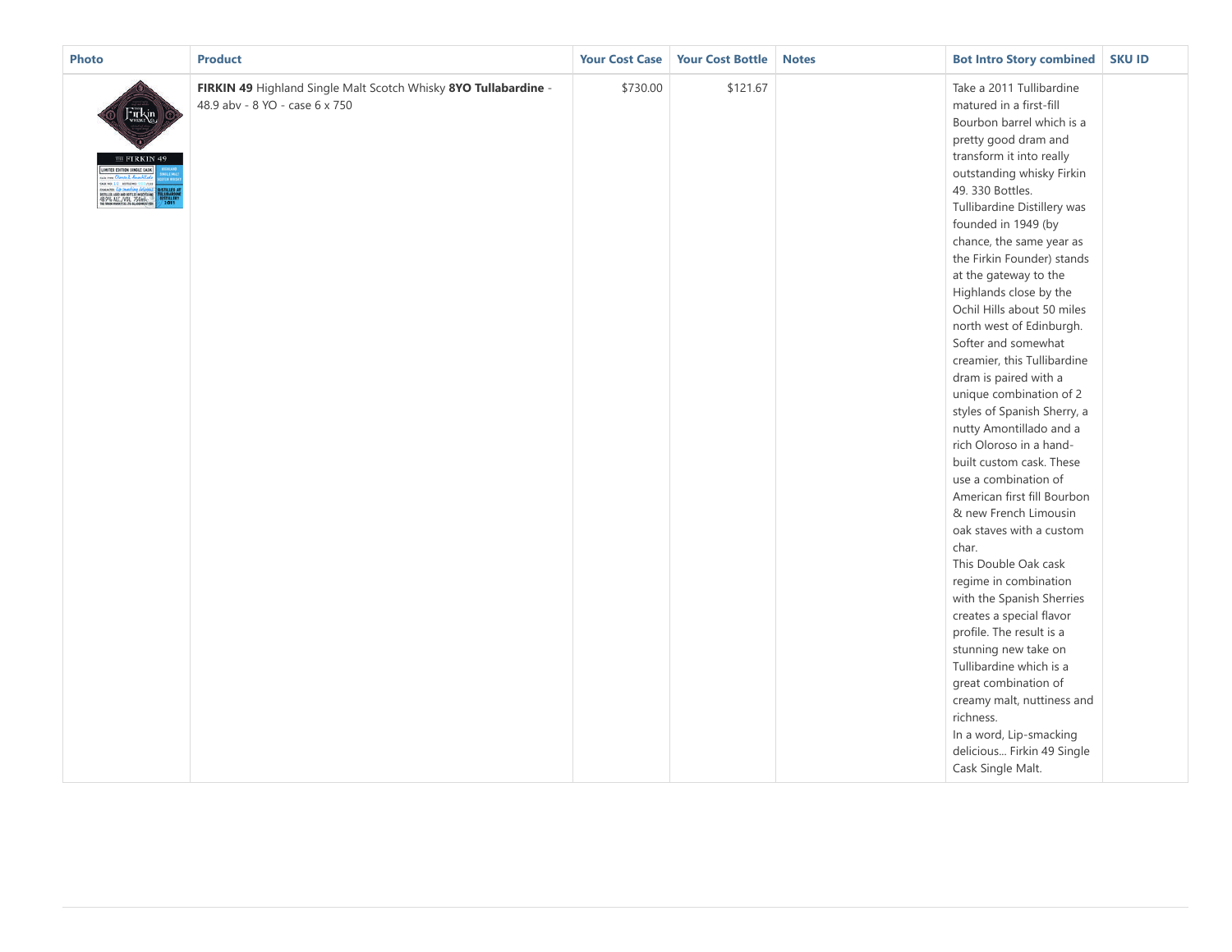| Photo | Product | Your Cost Case | Your Cost Bottle | Notes | Bot Intro Story combined | SKU ID |
| --- | --- | --- | --- | --- | --- | --- |
| | **FIRKIN 49** Highland Single Malt Scotch Whisky **8YO Tullabardine** - 48.9 abv - 8 YO - case 6 x 750 | $730.00 | $121.67 | | Take a 2011 Tullibardine matured in a first-fill Bourbon barrel which is a pretty good dram and transform it into really outstanding whisky Firkin 49. 330 Bottles. Tullibardine Distillery was founded in 1949 (by chance, the same year as the Firkin Founder) stands at the gateway to the Highlands close by the Ochil Hills about 50 miles north west of Edinburgh. Softer and somewhat creamier, this Tullibardine dram is paired with a unique combination of 2 styles of Spanish Sherry, a nutty Amontillado and a rich Oloroso in a hand-built custom cask. These use a combination of American first fill Bourbon & new French Limousin oak staves with a custom char.<br>This Double Oak cask regime in combination with the Spanish Sherries creates a special flavor profile. The result is a stunning new take on Tullibardine which is a great combination of creamy malt, nuttiness and richness.<br>In a word, Lip-smacking delicious... Firkin 49 Single Cask Single Malt. | |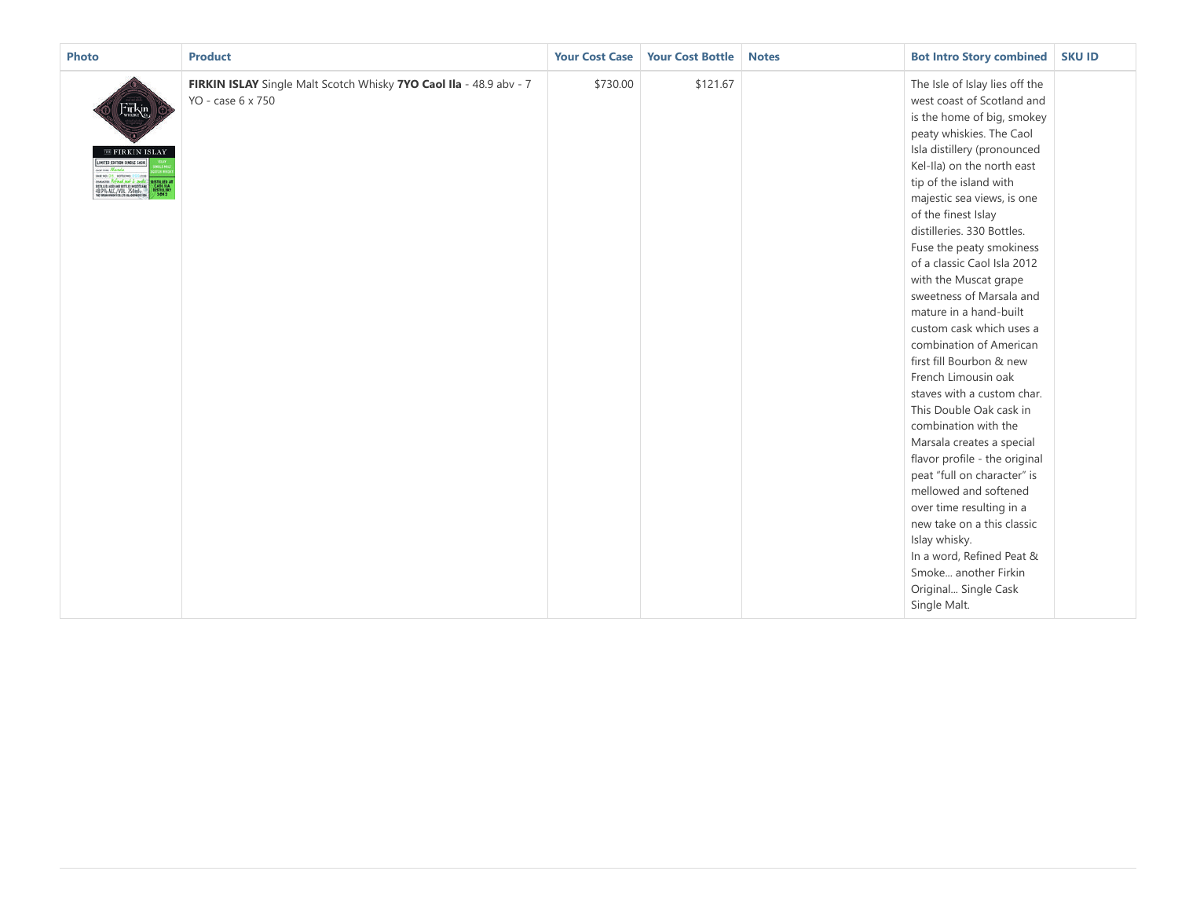| Photo | Product | Your Cost Case | Your Cost Bottle | Notes | Bot Intro Story combined | SKU ID |
|---|---|---|---|---|---|---|
| | **FIRKIN ISLAY** Single Malt Scotch Whisky **7YO Caol Ila** - 48.9 abv - 7 YO - case 6 x 750 | $730.00 | $121.67 | | The Isle of Islay lies off the west coast of Scotland and is the home of big, smokey peaty whiskies. The Caol Isla distillery (pronounced Kel-Ila) on the north east tip of the island with majestic sea views, is one of the finest Islay distilleries. 330 Bottles. Fuse the peaty smokiness of a classic Caol Isla 2012 with the Muscat grape sweetness of Marsala and mature in a hand-built custom cask which uses a combination of American first fill Bourbon & new French Limousin oak staves with a custom char. This Double Oak cask in combination with the Marsala creates a special flavor profile - the original peat "full on character" is mellowed and softened over time resulting in a new take on a this classic Islay whisky. In a word, Refined Peat & Smoke... another Firkin Original... Single Cask Single Malt. | |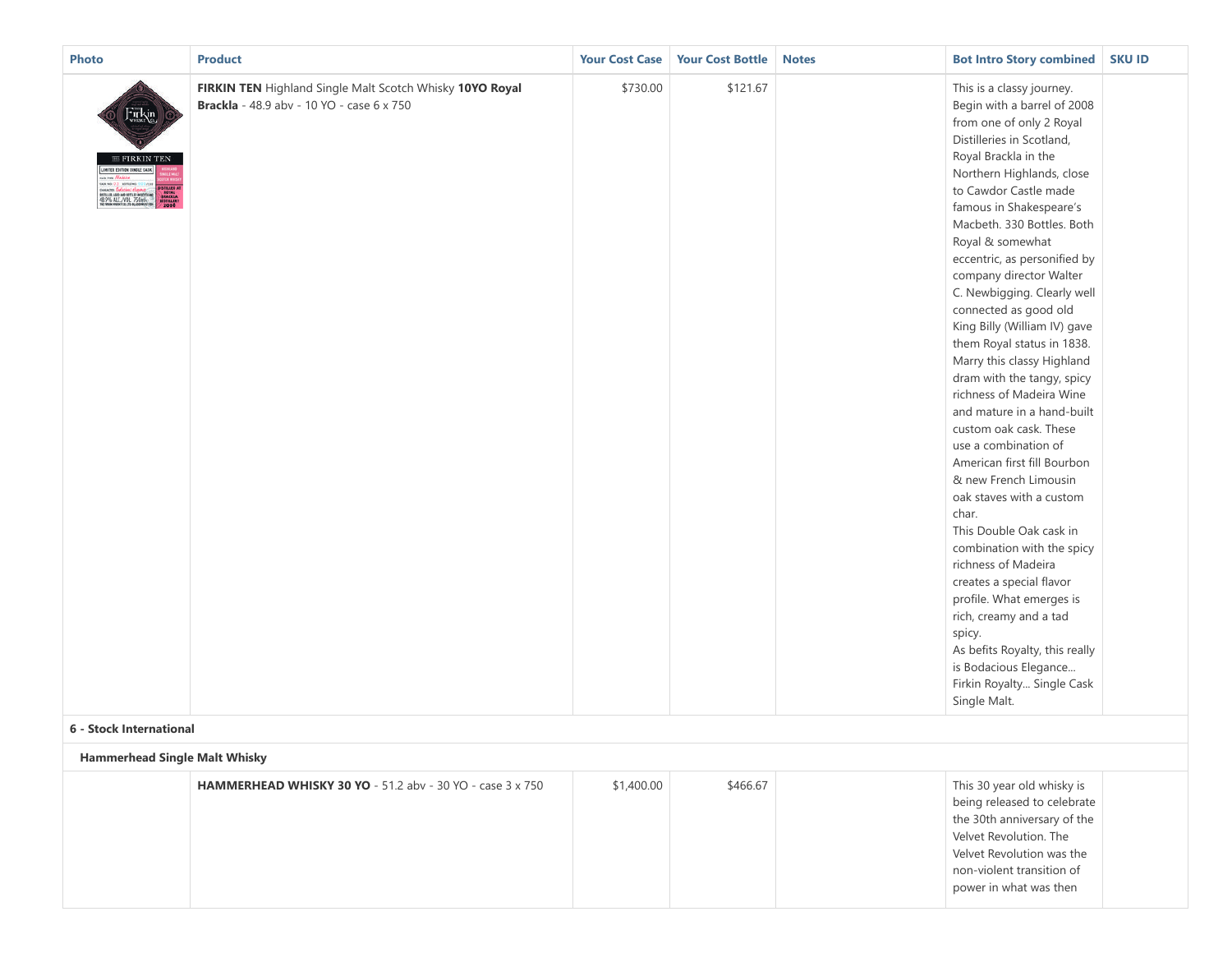| Photo | Product | Your Cost Case | Your Cost Bottle | Notes | Bot Intro Story combined | SKU ID |
|---|---|---|---|---|---|---|
| | **FIRKIN TEN** Highland Single Malt Scotch Whisky **10YO Royal Brackla** - 48.9 abv - 10 YO - case 6 x 750 | $730.00 | $121.67 | | This is a classy journey. Begin with a barrel of 2008 from one of only 2 Royal Distilleries in Scotland, Royal Brackla in the Northern Highlands, close to Cawdor Castle made famous in Shakespeare's Macbeth. 330 Bottles. Both Royal & somewhat eccentric, as personified by company director Walter C. Newbigging. Clearly well connected as good old King Billy (William IV) gave them Royal status in 1838. Marry this classy Highland dram with the tangy, spicy richness of Madeira Wine and mature in a hand-built custom oak cask. These use a combination of American first fill Bourbon & new French Limousin oak staves with a custom char. This Double Oak cask in combination with the spicy richness of Madeira creates a special flavor profile. What emerges is rich, creamy and a tad spicy. As befits Royalty, this really is Bodacious Elegance... Firkin Royalty... Single Cask Single Malt. | |
| **6 - Stock International** | | | | | | |
| **Hammerhead Single Malt Whisky** | | | | | | |
| | **HAMMERHEAD WHISKY 30 YO** - 51.2 abv - 30 YO - case 3 x 750 | $1,400.00 | $466.67 | | This 30 year old whisky is being released to celebrate the 30th anniversary of the Velvet Revolution. The Velvet Revolution was the non-violent transition of power in what was then | |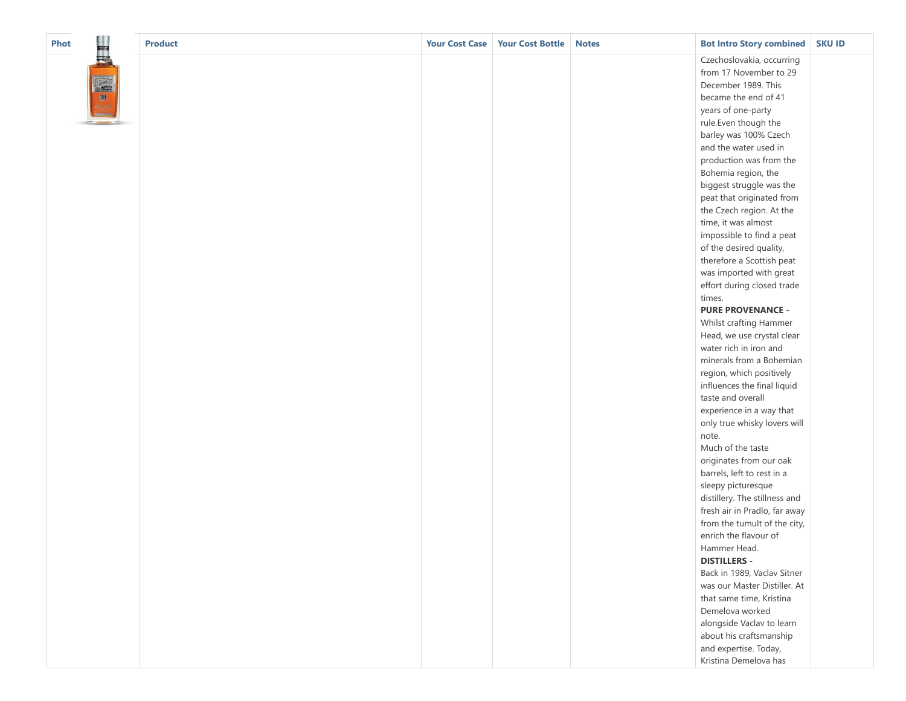| Photo | Product | Your Cost Case | Your Cost Bottle | Notes | Bot Intro Story combined | SKU ID |
|---|---|---|---|---|---|---|
| | | | | | Czechoslovakia, occurring from 17 November to 29 December 1989. This became the end of 41 years of one-party rule.Even though the barley was 100% Czech and the water used in production was from the Bohemia region, the biggest struggle was the peat that originated from the Czech region. At the time, it was almost impossible to find a peat of the desired quality, therefore a Scottish peat was imported with great effort during closed trade times.<br>**PURE PROVENANCE -**<br>Whilst crafting Hammer Head, we use crystal clear water rich in iron and minerals from a Bohemian region, which positively influences the final liquid taste and overall experience in a way that only true whisky lovers will note.<br>Much of the taste originates from our oak barrels, left to rest in a sleepy picturesque distillery. The stillness and fresh air in Pradlo, far away from the tumult of the city, enrich the flavour of Hammer Head.<br>**DISTILLERS -**<br>Back in 1989, Vaclav Sitner was our Master Distiller. At that same time, Kristina Demelova worked alongside Vaclav to learn about his craftsmanship and expertise. Today, Kristina Demelova has | |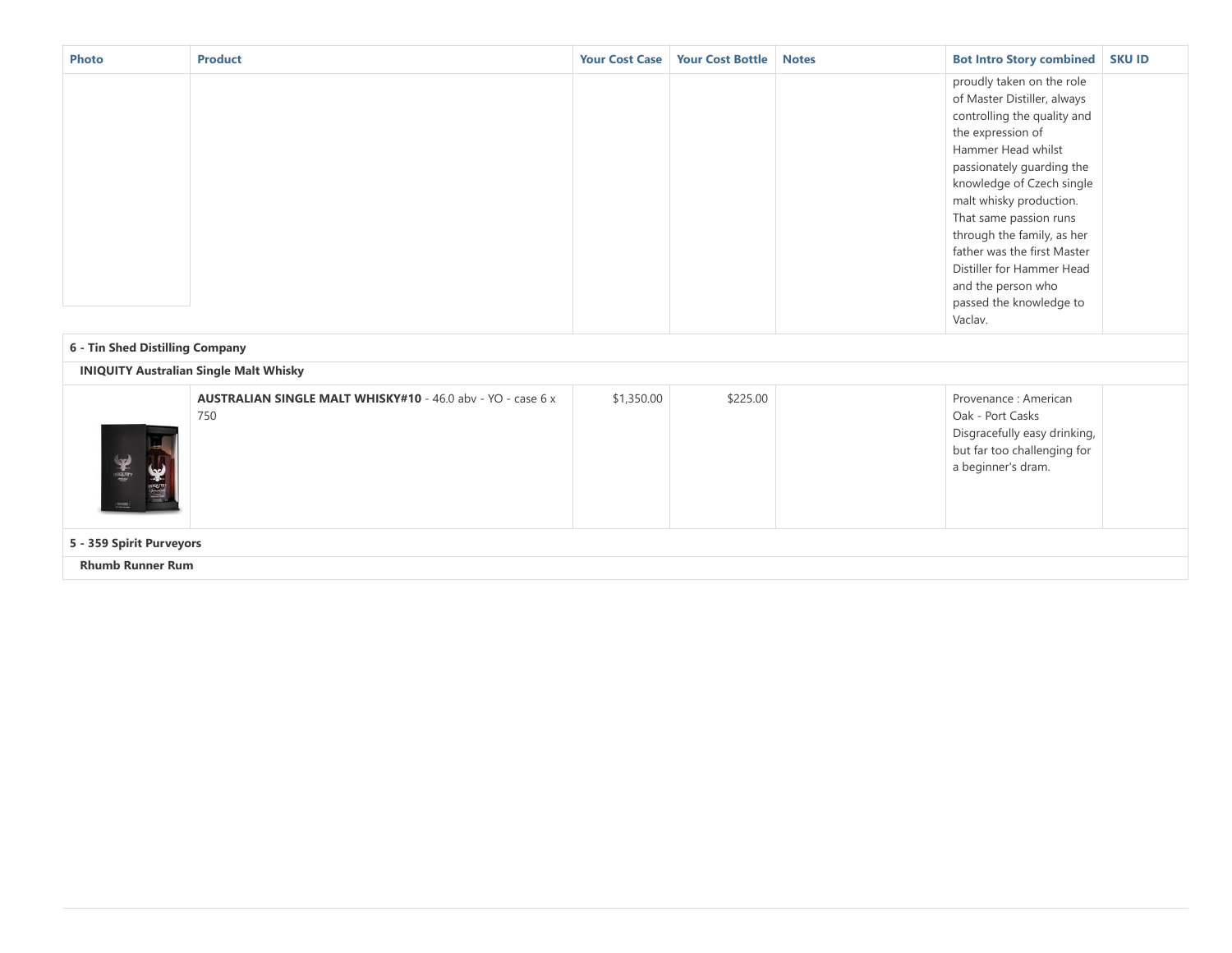| Photo | Product | Your Cost Case | Your Cost Bottle | Notes | Bot Intro Story combined | SKU ID |
|---|---|---|---|---|---|---|
| | | | | | proudly taken on the role of Master Distiller, always controlling the quality and the expression of Hammer Head whilst passionately guarding the knowledge of Czech single malt whisky production. That same passion runs through the family, as her father was the first Master Distiller for Hammer Head and the person who passed the knowledge to Vaclav. | |
| **6 - Tin Shed Distilling Company** | | | | | | |
| **INIQUITY Australian Single Malt Whisky** | | | | | | |
| | **AUSTRALIAN SINGLE MALT WHISKY#10** - 46.0 abv - YO - case 6 x 750 | $1,350.00 | $225.00 | | Provenance : American Oak - Port Casks Disgracefully easy drinking, but far too challenging for a beginner's dram. | |
| **5 - 359 Spirit Purveyors** | | | | | | |
| **Rhumb Runner Rum** | | | | | | |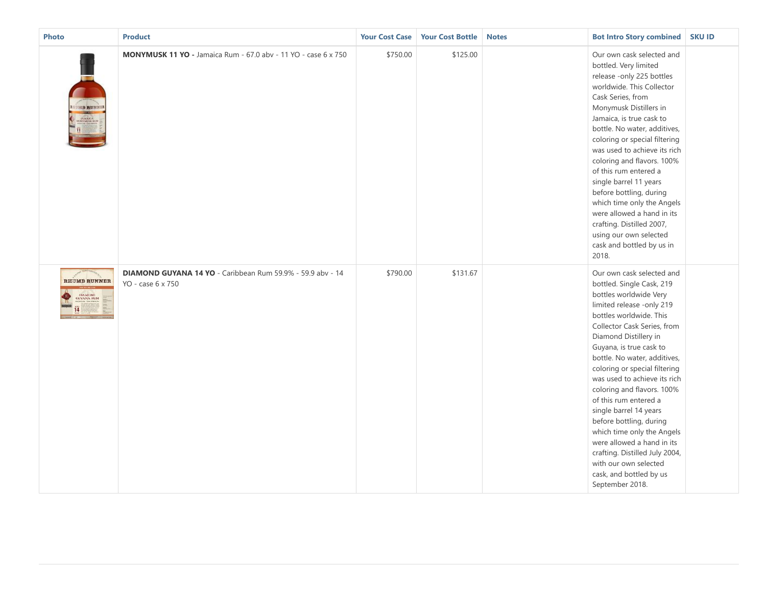| Photo | Product | Your Cost Case | Your Cost Bottle | Notes | Bot Intro Story combined | SKU ID |
|---|---|---|---|---|---|---|
| | **MONYMUSK 11 YO -** Jamaica Rum - 67.0 abv - 11 YO - case 6 x 750 | $750.00 | $125.00 | | Our own cask selected and bottled. Very limited release -only 225 bottles worldwide. This Collector Cask Series, from Monymusk Distillers in Jamaica, is true cask to bottle. No water, additives, coloring or special filtering was used to achieve its rich coloring and flavors. 100% of this rum entered a single barrel 11 years before bottling, during which time only the Angels were allowed a hand in its crafting. Distilled 2007, using our own selected cask and bottled by us in 2018. | |
| | **DIAMOND GUYANA 14 YO** - Caribbean Rum 59.9% - 59.9 abv - 14 YO - case 6 x 750 | $790.00 | $131.67 | | Our own cask selected and bottled. Single Cask, 219 bottles worldwide Very limited release -only 219 bottles worldwide. This Collector Cask Series, from Diamond Distillery in Guyana, is true cask to bottle. No water, additives, coloring or special filtering was used to achieve its rich coloring and flavors. 100% of this rum entered a single barrel 14 years before bottling, during which time only the Angels were allowed a hand in its crafting. Distilled July 2004, with our own selected cask, and bottled by us September 2018. | |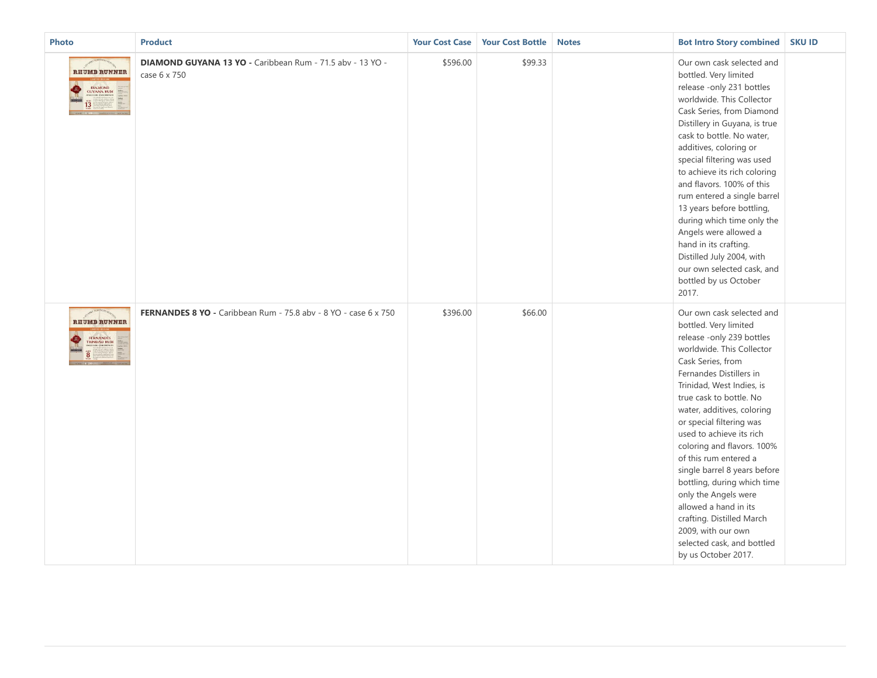| Photo | Product | Your Cost Case | Your Cost Bottle | Notes | Bot Intro Story combined | SKU ID |
| --- | --- | --- | --- | --- | --- | --- |
| | **DIAMOND GUYANA 13 YO -** Caribbean Rum - 71.5 abv - 13 YO - case 6 x 750 | $596.00 | $99.33 | | Our own cask selected and bottled. Very limited release -only 231 bottles worldwide. This Collector Cask Series, from Diamond Distillery in Guyana, is true cask to bottle. No water, additives, coloring or special filtering was used to achieve its rich coloring and flavors. 100% of this rum entered a single barrel 13 years before bottling, during which time only the Angels were allowed a hand in its crafting. Distilled July 2004, with our own selected cask, and bottled by us October 2017. | |
| | **FERNANDES 8 YO -** Caribbean Rum - 75.8 abv - 8 YO - case 6 x 750 | $396.00 | $66.00 | | Our own cask selected and bottled. Very limited release -only 239 bottles worldwide. This Collector Cask Series, from Fernandes Distillers in Trinidad, West Indies, is true cask to bottle. No water, additives, coloring or special filtering was used to achieve its rich coloring and flavors. 100% of this rum entered a single barrel 8 years before bottling, during which time only the Angels were allowed a hand in its crafting. Distilled March 2009, with our own selected cask, and bottled by us October 2017. | |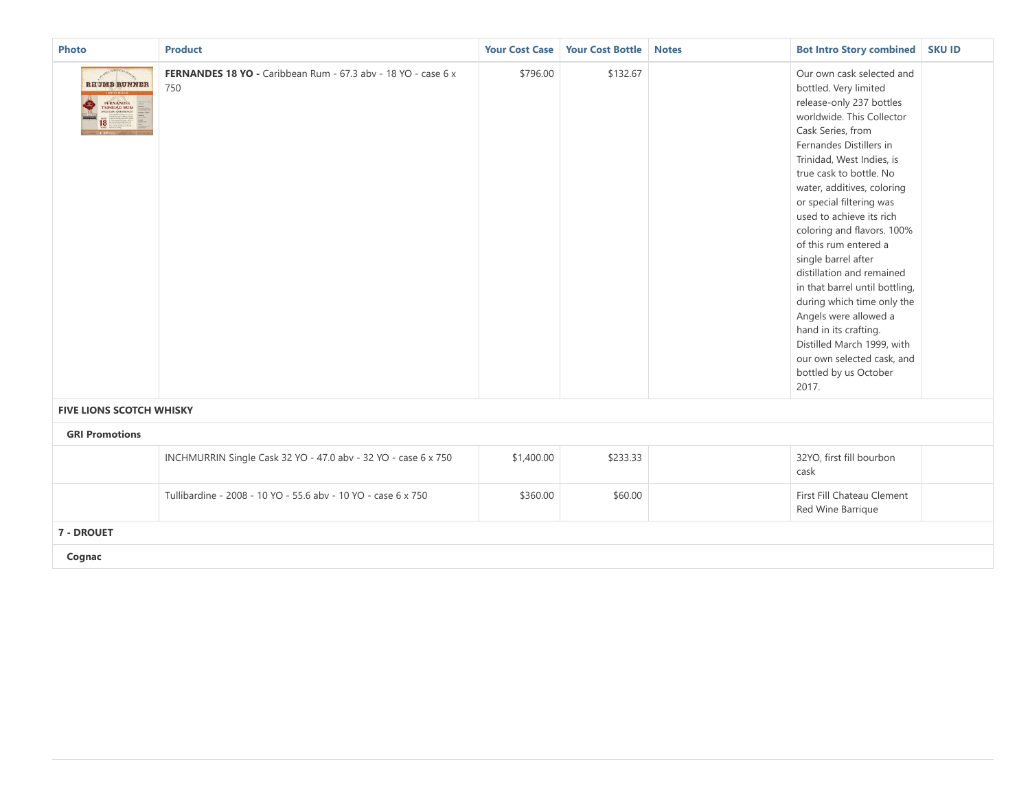| Photo | Product | Your Cost Case | Your Cost Bottle | Notes | Bot Intro Story combined | SKU ID |
|---|---|---|---|---|---|---|
| | **FERNANDES 18 YO -** Caribbean Rum - 67.3 abv - 18 YO - case 6 x 750 | $796.00 | $132.67 | | Our own cask selected and bottled. Very limited release-only 237 bottles worldwide. This Collector Cask Series, from Fernandes Distillers in Trinidad, West Indies, is true cask to bottle. No water, additives, coloring or special filtering was used to achieve its rich coloring and flavors. 100% of this rum entered a single barrel after distillation and remained in that barrel until bottling, during which time only the Angels were allowed a hand in its crafting. Distilled March 1999, with our own selected cask, and bottled by us October 2017. | |
| **FIVE LIONS SCOTCH WHISKY** | | | | | | |
| **GRI Promotions** | | | | | | |
| | INCHMURRIN Single Cask 32 YO - 47.0 abv - 32 YO - case 6 x 750 | $1,400.00 | $233.33 | | 32YO, first fill bourbon cask | |
| | Tullibardine - 2008 - 10 YO - 55.6 abv - 10 YO - case 6 x 750 | $360.00 | $60.00 | | First Fill Chateau Clement Red Wine Barrique | |
| **7 - DROUET** | | | | | | |
| **Cognac** | | | | | | |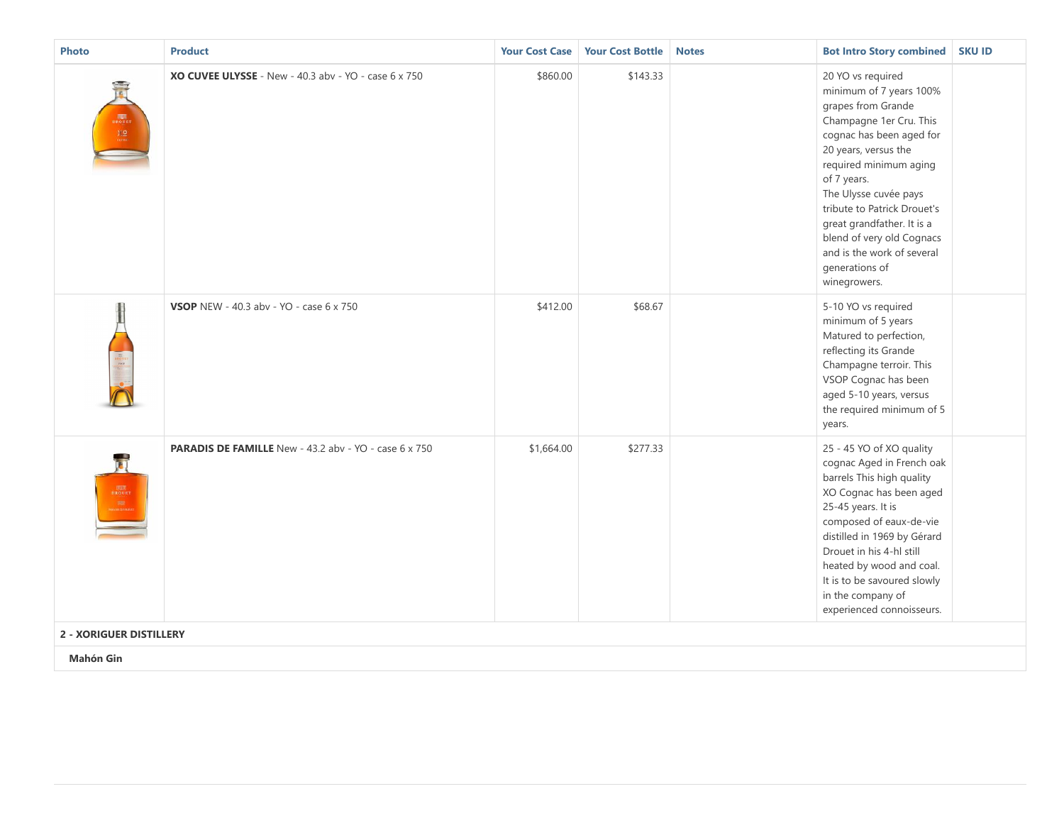| Photo | Product | Your Cost Case | Your Cost Bottle | Notes | Bot Intro Story combined | SKU ID |
|---|---|---|---|---|---|---|
| | **XO CUVEE ULYSSE** - New - 40.3 abv - YO - case 6 x 750 | $860.00 | $143.33 | | 20 YO vs required minimum of 7 years 100% grapes from Grande Champagne 1er Cru. This cognac has been aged for 20 years, versus the required minimum aging of 7 years. The Ulysse cuvée pays tribute to Patrick Drouet's great grandfather. It is a blend of very old Cognacs and is the work of several generations of winegrowers. | |
| | **VSOP** NEW - 40.3 abv - YO - case 6 x 750 | $412.00 | $68.67 | | 5-10 YO vs required minimum of 5 years Matured to perfection, reflecting its Grande Champagne terroir. This VSOP Cognac has been aged 5-10 years, versus the required minimum of 5 years. | |
| | **PARADIS DE FAMILLE** New - 43.2 abv - YO - case 6 x 750 | $1,664.00 | $277.33 | | 25 - 45 YO of XO quality cognac Aged in French oak barrels This high quality XO Cognac has been aged 25-45 years. It is composed of eaux-de-vie distilled in 1969 by Gérard Drouet in his 4-hl still heated by wood and coal. It is to be savoured slowly in the company of experienced connoisseurs. | |
| **2 - XORIGUER DISTILLERY** | | | | | | |
| **Mahón Gin** | | | | | | |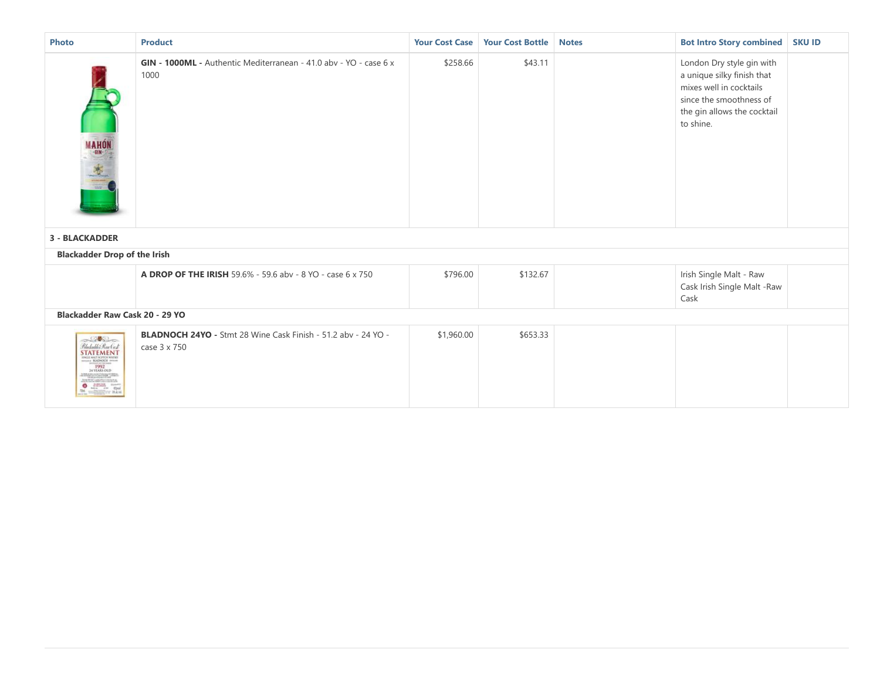| Photo | Product | Your Cost Case | Your Cost Bottle | Notes | Bot Intro Story combined | SKU ID |
|---|---|---|---|---|---|---|
| | **GIN - 1000ML -** Authentic Mediterranean - 41.0 abv - YO - case 6 x 1000 | $258.66 | $43.11 | | London Dry style gin with a unique silky finish that mixes well in cocktails since the smoothness of the gin allows the cocktail to shine. | |
| **3 - BLACKADDER** | | | | | | |
| **Blackadder Drop of the Irish** | | | | | | |
| | **A DROP OF THE IRISH** 59.6% - 59.6 abv - 8 YO - case 6 x 750 | $796.00 | $132.67 | | Irish Single Malt - Raw Cask Irish Single Malt -Raw Cask | |
| **Blackadder Raw Cask 20 - 29 YO** | | | | | | |
| | **BLADNOCH 24YO -** Stmt 28 Wine Cask Finish - 51.2 abv - 24 YO - case 3 x 750 | $1,960.00 | $653.33 | | | |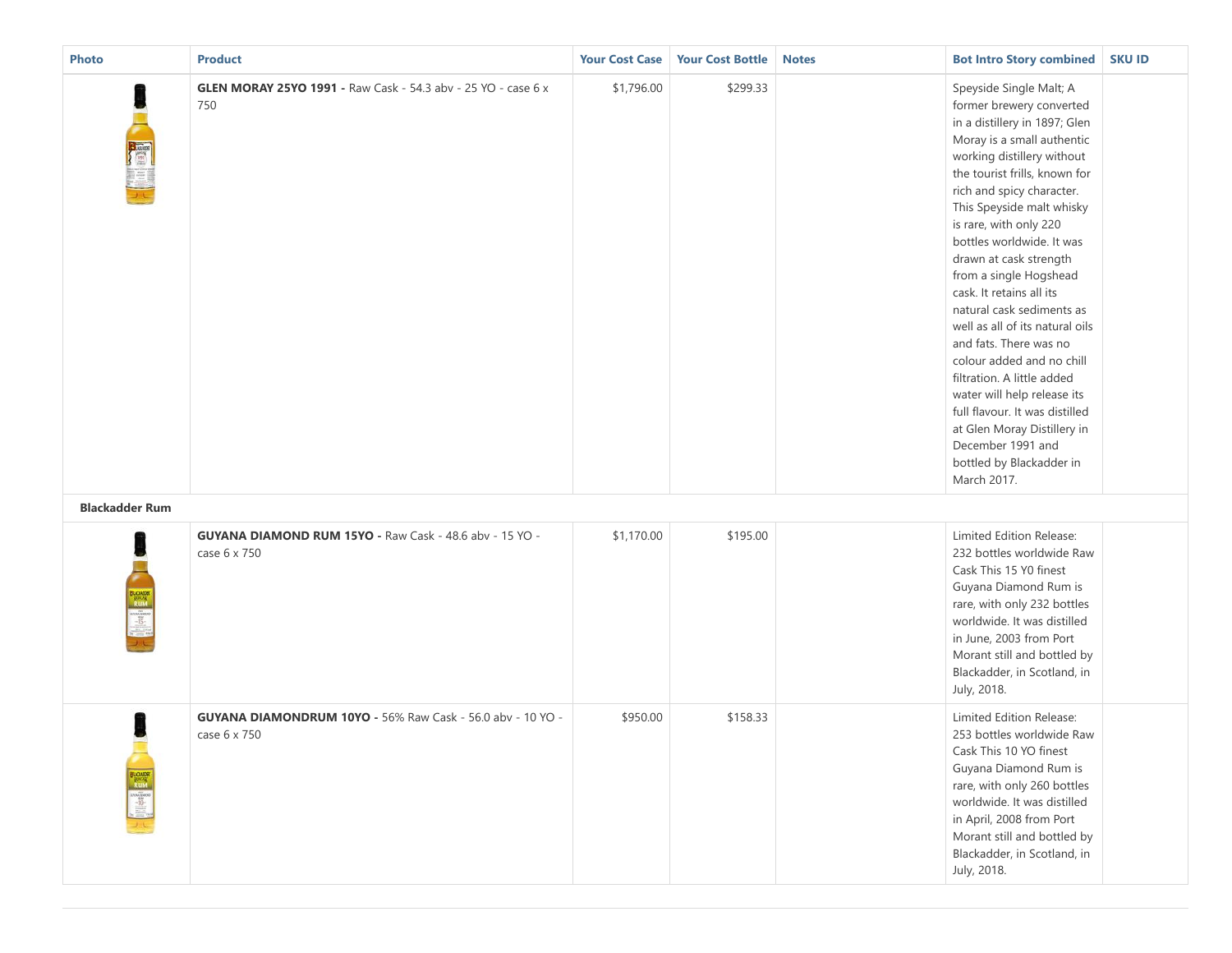| Photo | Product | Your Cost Case | Your Cost Bottle | Notes | Bot Intro Story combined | SKU ID |
|---|---|---|---|---|---|---|
| | **GLEN MORAY 25YO 1991 -** Raw Cask - 54.3 abv - 25 YO - case 6 x 750 | $1,796.00 | $299.33 | | Speyside Single Malt; A former brewery converted in a distillery in 1897; Glen Moray is a small authentic working distillery without the tourist frills, known for rich and spicy character. This Speyside malt whisky is rare, with only 220 bottles worldwide. It was drawn at cask strength from a single Hogshead cask. It retains all its natural cask sediments as well as all of its natural oils and fats. There was no colour added and no chill filtration. A little added water will help release its full flavour. It was distilled at Glen Moray Distillery in December 1991 and bottled by Blackadder in March 2017. | |
| **Blackadder Rum** | | | | | | |
| | **GUYANA DIAMOND RUM 15YO -** Raw Cask - 48.6 abv - 15 YO - case 6 x 750 | $1,170.00 | $195.00 | | Limited Edition Release: 232 bottles worldwide Raw Cask This 15 Y0 finest Guyana Diamond Rum is rare, with only 232 bottles worldwide. It was distilled in June, 2003 from Port Morant still and bottled by Blackadder, in Scotland, in July, 2018. | |
| | **GUYANA DIAMONDRUM 10YO -** 56% Raw Cask - 56.0 abv - 10 YO - case 6 x 750 | $950.00 | $158.33 | | Limited Edition Release: 253 bottles worldwide Raw Cask This 10 YO finest Guyana Diamond Rum is rare, with only 260 bottles worldwide. It was distilled in April, 2008 from Port Morant still and bottled by Blackadder, in Scotland, in July, 2018. | |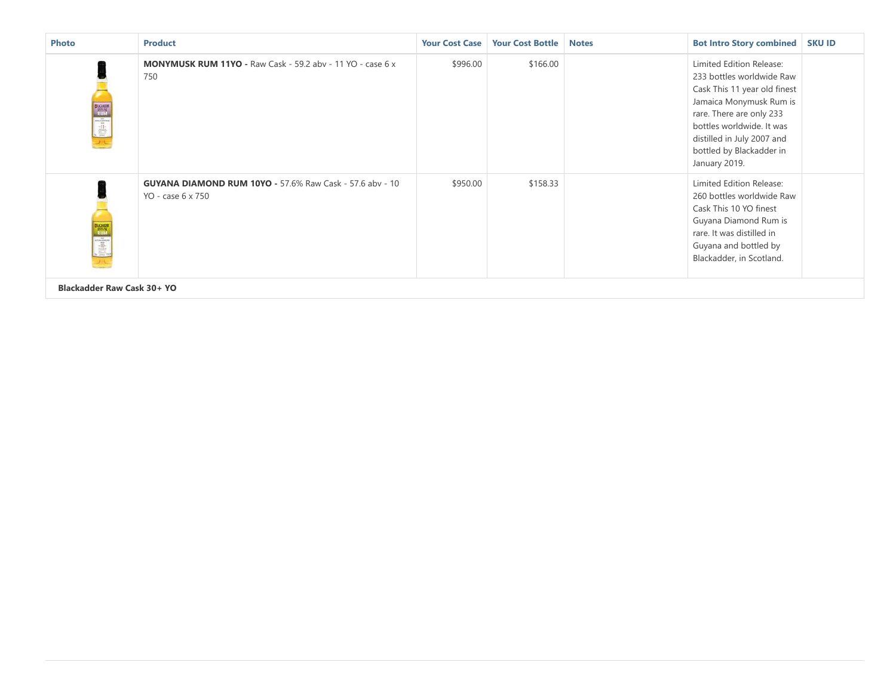| Photo | Product | Your Cost Case | Your Cost Bottle | Notes | Bot Intro Story combined | SKU ID |
|---|---|---|---|---|---|---|
| | **MONYMUSK RUM 11YO -** Raw Cask - 59.2 abv - 11 YO - case 6 x 750 | $996.00 | $166.00 | | Limited Edition Release: 233 bottles worldwide Raw Cask This 11 year old finest Jamaica Monymusk Rum is rare. There are only 233 bottles worldwide. It was distilled in July 2007 and bottled by Blackadder in January 2019. | |
| | **GUYANA DIAMOND RUM 10YO -** 57.6% Raw Cask - 57.6 abv - 10 YO - case 6 x 750 | $950.00 | $158.33 | | Limited Edition Release: 260 bottles worldwide Raw Cask This 10 YO finest Guyana Diamond Rum is rare. It was distilled in Guyana and bottled by Blackadder, in Scotland. | |
| **Blackadder Raw Cask 30+ YO** | | | | | | |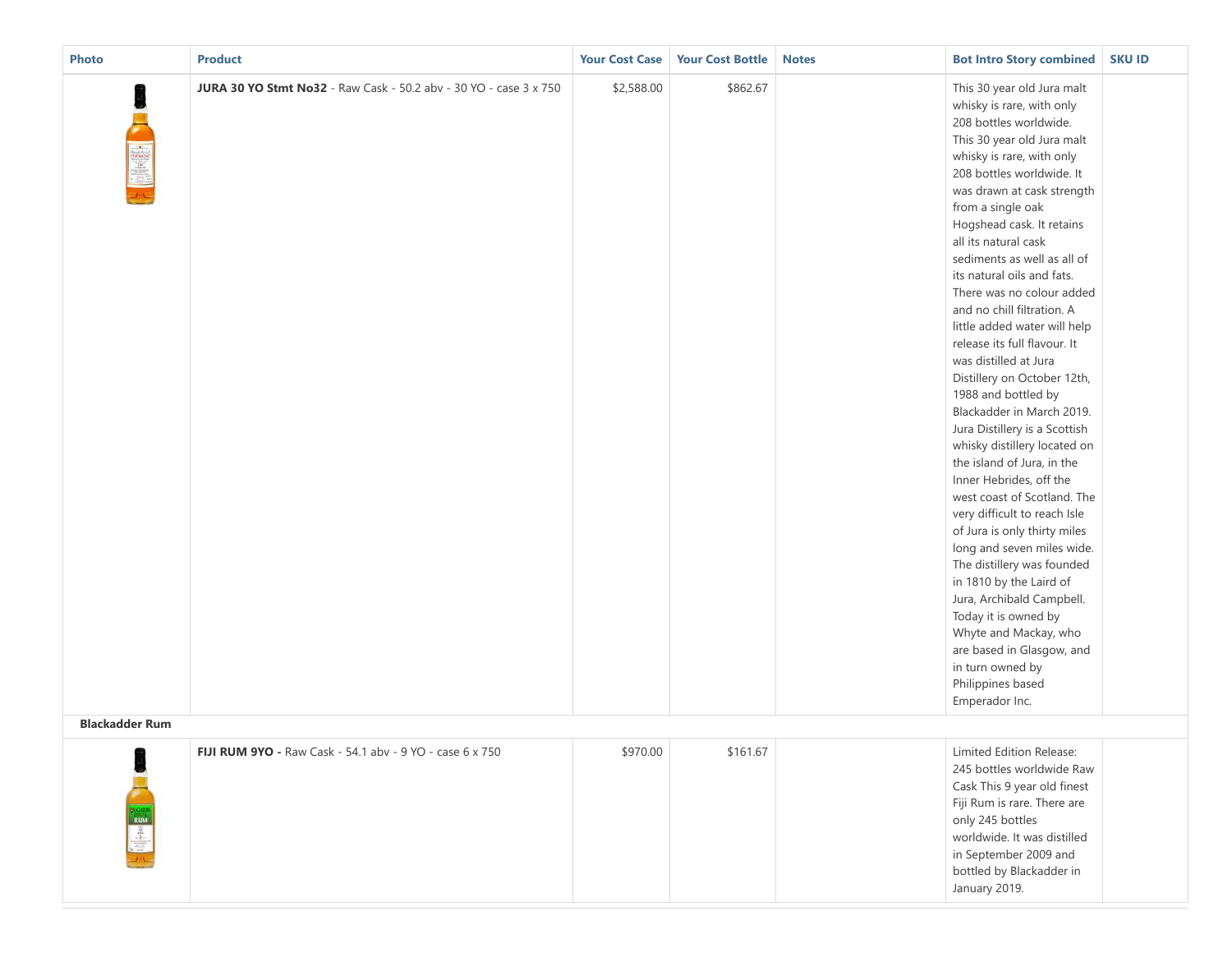| Photo | Product | Your Cost Case | Your Cost Bottle | Notes | Bot Intro Story combined | SKU ID |
|---|---|---|---|---|---|---|
| | **JURA 30 YO Stmt No32** - Raw Cask - 50.2 abv - 30 YO - case 3 x 750 | $2,588.00 | $862.67 | | This 30 year old Jura malt whisky is rare, with only 208 bottles worldwide. This 30 year old Jura malt whisky is rare, with only 208 bottles worldwide. It was drawn at cask strength from a single oak Hogshead cask. It retains all its natural cask sediments as well as all of its natural oils and fats. There was no colour added and no chill filtration. A little added water will help release its full flavour. It was distilled at Jura Distillery on October 12th, 1988 and bottled by Blackadder in March 2019. Jura Distillery is a Scottish whisky distillery located on the island of Jura, in the Inner Hebrides, off the west coast of Scotland. The very difficult to reach Isle of Jura is only thirty miles long and seven miles wide. The distillery was founded in 1810 by the Laird of Jura, Archibald Campbell. Today it is owned by Whyte and Mackay, who are based in Glasgow, and in turn owned by Philippines based Emperador Inc. | |
| **Blackadder Rum** | | | | | | |
| | **FIJI RUM 9YO -** Raw Cask - 54.1 abv - 9 YO - case 6 x 750 | $970.00 | $161.67 | | Limited Edition Release: 245 bottles worldwide Raw Cask This 9 year old finest Fiji Rum is rare. There are only 245 bottles worldwide. It was distilled in September 2009 and bottled by Blackadder in January 2019. | |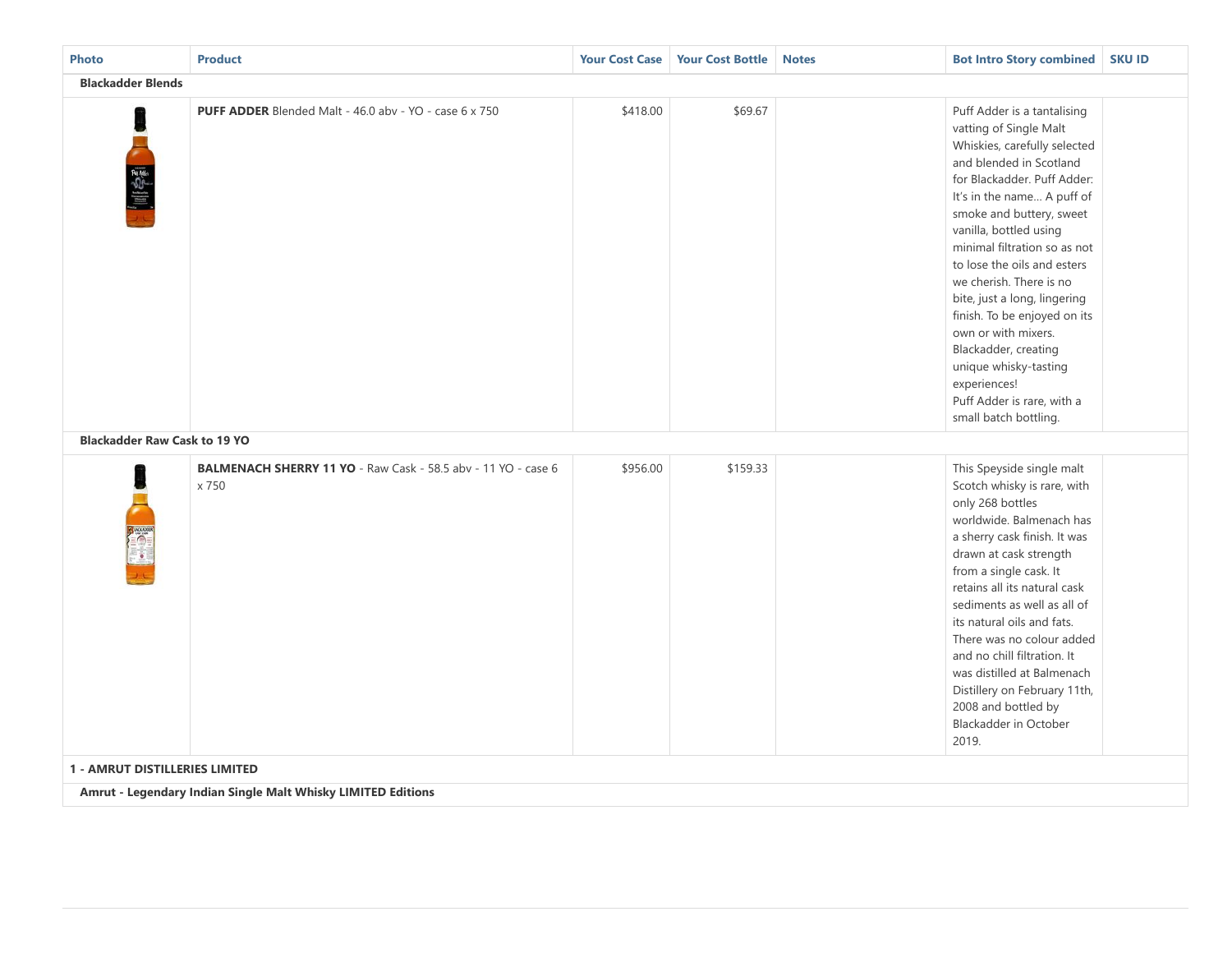| Photo | Product | Your Cost Case | Your Cost Bottle | Notes | Bot Intro Story combined | SKU ID |
|---|---|---|---|---|---|---|
| **Blackadder Blends** | | | | | | |
| | **PUFF ADDER** Blended Malt - 46.0 abv - YO - case 6 x 750 | $418.00 | $69.67 | | Puff Adder is a tantalising vatting of Single Malt Whiskies, carefully selected and blended in Scotland for Blackadder. Puff Adder: It's in the name... A puff of smoke and buttery, sweet vanilla, bottled using minimal filtration so as not to lose the oils and esters we cherish. There is no bite, just a long, lingering finish. To be enjoyed on its own or with mixers. Blackadder, creating unique whisky-tasting experiences! Puff Adder is rare, with a small batch bottling. | |
| **Blackadder Raw Cask to 19 YO** | | | | | | |
| | **BALMENACH SHERRY 11 YO** - Raw Cask - 58.5 abv - 11 YO - case 6 x 750 | $956.00 | $159.33 | | This Speyside single malt Scotch whisky is rare, with only 268 bottles worldwide. Balmenach has a sherry cask finish. It was drawn at cask strength from a single cask. It retains all its natural cask sediments as well as all of its natural oils and fats. There was no colour added and no chill filtration. It was distilled at Balmenach Distillery on February 11th, 2008 and bottled by Blackadder in October 2019. | |
| **1 - AMRUT DISTILLERIES LIMITED** | | | | | | |
| **Amrut - Legendary Indian Single Malt Whisky LIMITED Editions** | | | | | | |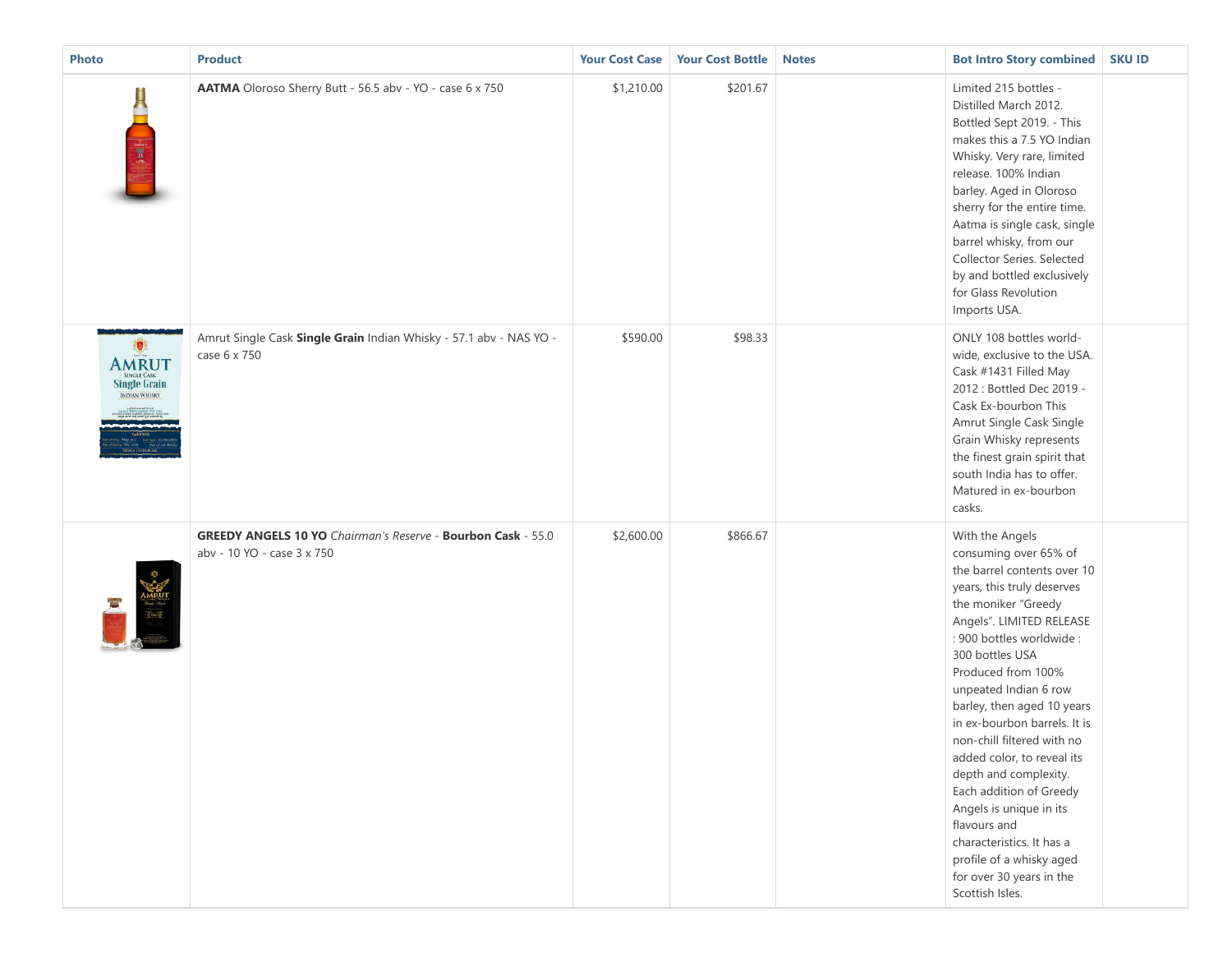| Photo | Product | Your Cost Case | Your Cost Bottle | Notes | Bot Intro Story combined | SKU ID |
|---|---|---|---|---|---|---|
| | **AATMA** Oloroso Sherry Butt - 56.5 abv - YO - case 6 x 750 | $1,210.00 | $201.67 | | Limited 215 bottles - Distilled March 2012. Bottled Sept 2019. - This makes this a 7.5 YO Indian Whisky. Very rare, limited release. 100% Indian barley. Aged in Oloroso sherry for the entire time. Aatma is single cask, single barrel whisky, from our Collector Series. Selected by and bottled exclusively for Glass Revolution Imports USA. | |
| | Amrut Single Cask **Single Grain** Indian Whisky - 57.1 abv - NAS YO - case 6 x 750 | $590.00 | $98.33 | | ONLY 108 bottles world-wide, exclusive to the USA. Cask #1431 Filled May 2012 : Bottled Dec 2019 - Cask Ex-bourbon This Amrut Single Cask Single Grain Whisky represents the finest grain spirit that south India has to offer. Matured in ex-bourbon casks. | |
| | **GREEDY ANGELS 10 YO** *Chairman's Reserve* - **Bourbon Cask** - 55.0 abv - 10 YO - case 3 x 750 | $2,600.00 | $866.67 | | With the Angels consuming over 65% of the barrel contents over 10 years, this truly deserves the moniker "Greedy Angels". LIMITED RELEASE : 900 bottles worldwide : 300 bottles USA Produced from 100% unpeated Indian 6 row barley, then aged 10 years in ex-bourbon barrels. It is non-chill filtered with no added color, to reveal its depth and complexity. Each addition of Greedy Angels is unique in its flavours and characteristics. It has a profile of a whisky aged for over 30 years in the Scottish Isles. | |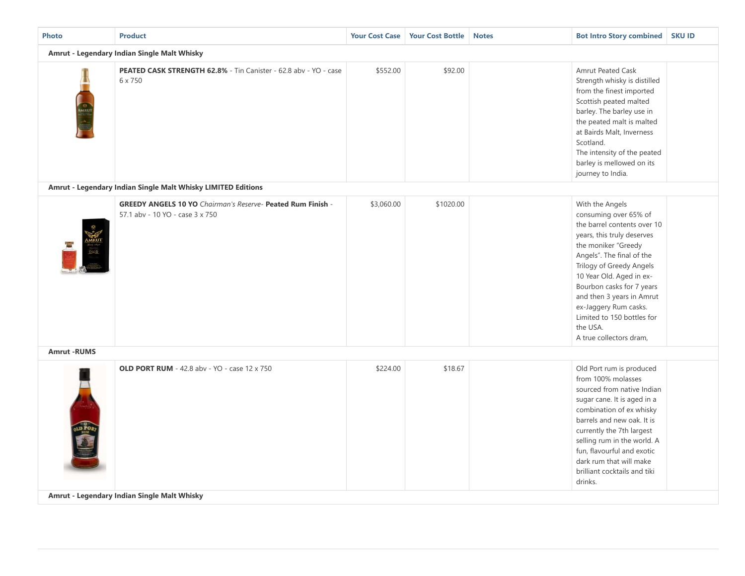| Photo | Product | Your Cost Case | Your Cost Bottle | Notes | Bot Intro Story combined | SKU ID |
|---|---|---|---|---|---|---|
| **Amrut - Legendary Indian Single Malt Whisky** | | | | | | |
| | **PEATED CASK STRENGTH 62.8%** - Tin Canister - 62.8 abv - YO - case 6 x 750 | $552.00 | $92.00 | | Amrut Peated Cask Strength whisky is distilled from the finest imported Scottish peated malted barley. The barley use in the peated malt is malted at Bairds Malt, Inverness Scotland. The intensity of the peated barley is mellowed on its journey to India. | |
| **Amrut - Legendary Indian Single Malt Whisky LIMITED Editions** | | | | | | |
| | **GREEDY ANGELS 10 YO** *Chairman's Reserve*- **Peated Rum Finish** - 57.1 abv - 10 YO - case 3 x 750 | $3,060.00 | $1020.00 | | With the Angels consuming over 65% of the barrel contents over 10 years, this truly deserves the moniker "Greedy Angels". The final of the Trilogy of Greedy Angels 10 Year Old. Aged in ex-Bourbon casks for 7 years and then 3 years in Amrut ex-Jaggery Rum casks. Limited to 150 bottles for the USA. A true collectors dram, | |
| **Amrut -RUMS** | | | | | | |
| | **OLD PORT RUM** - 42.8 abv - YO - case 12 x 750 | $224.00 | $18.67 | | Old Port rum is produced from 100% molasses sourced from native Indian sugar cane. It is aged in a combination of ex whisky barrels and new oak. It is currently the 7th largest selling rum in the world. A fun, flavourful and exotic dark rum that will make brilliant cocktails and tiki drinks. | |
| **Amrut - Legendary Indian Single Malt Whisky** | | | | | | |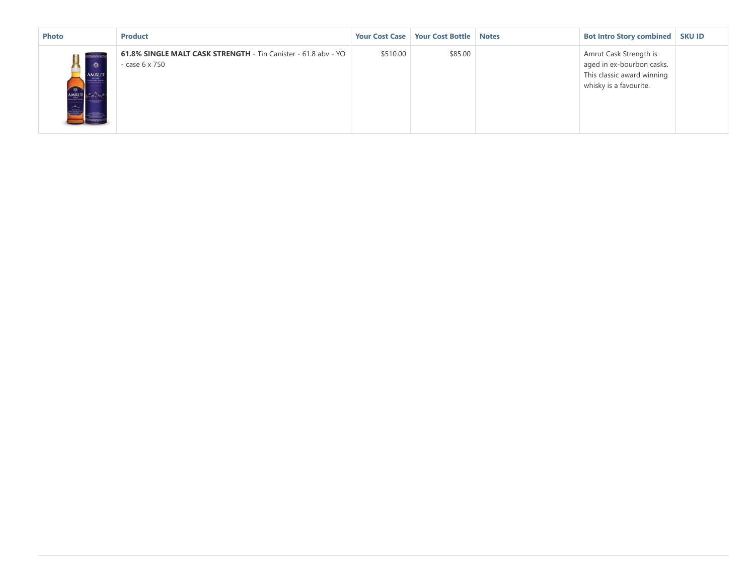| Photo | Product | Your Cost Case | Your Cost Bottle | Notes | Bot Intro Story combined | SKU ID |
|---|---|---|---|---|---|---|
| | **61.8% SINGLE MALT CASK STRENGTH** - Tin Canister - 61.8 abv - YO - case 6 x 750 | $510.00 | $85.00 | | Amrut Cask Strength is aged in ex-bourbon casks. This classic award winning whisky is a favourite. | |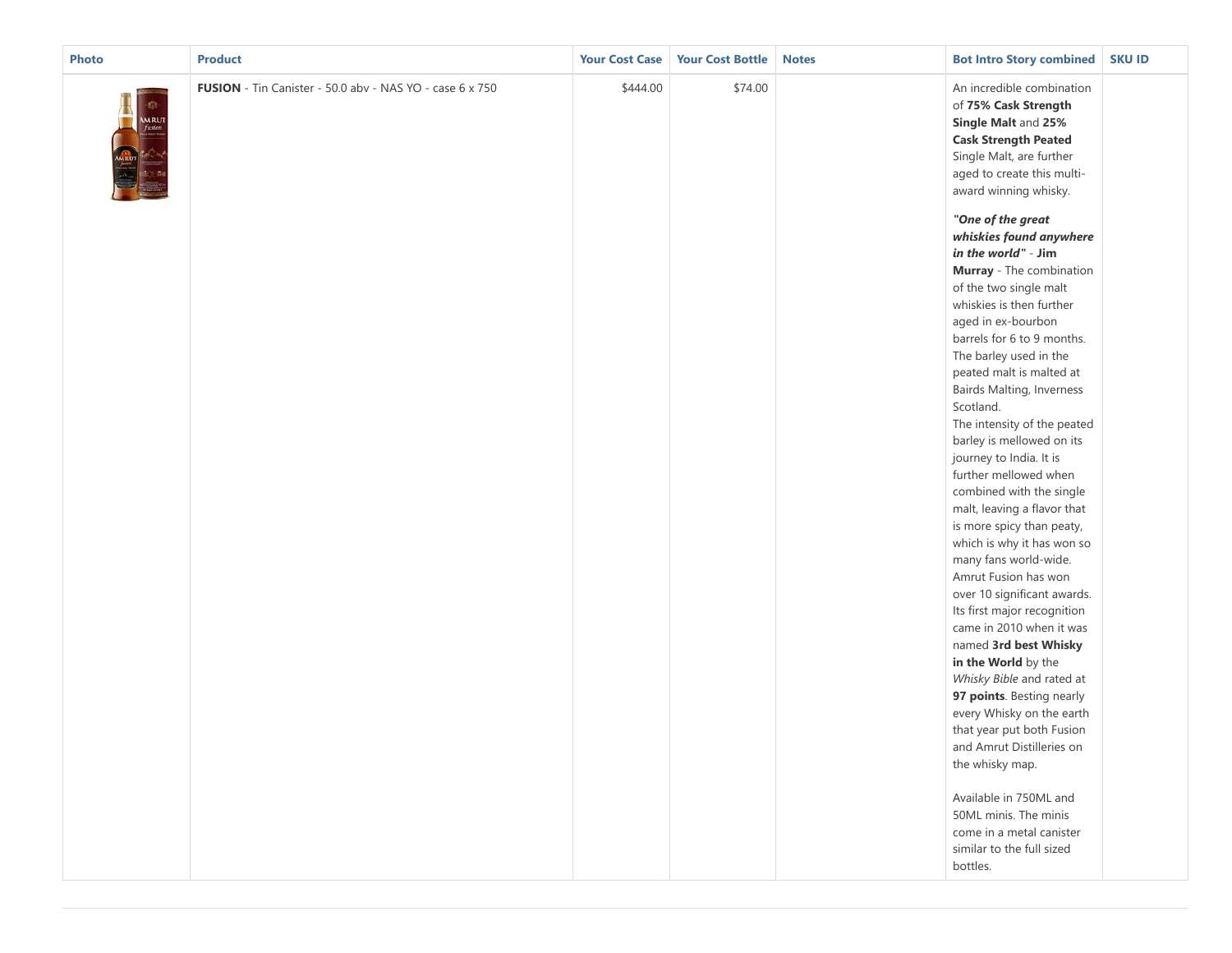| Photo | Product | Your Cost Case | Your Cost Bottle | Notes | Bot Intro Story combined | SKU ID |
|---|---|---|---|---|---|---|
| | **FUSION** - Tin Canister - 50.0 abv - NAS YO - case 6 x 750 | $444.00 | $74.00 | | An incredible combination of **75% Cask Strength Single Malt** and **25% Cask Strength Peated** Single Malt, are further aged to create this multi-award winning whisky. ***"One of the great whiskies found anywhere in the world"*** - **Jim Murray** - The combination of the two single malt whiskies is then further aged in ex-bourbon barrels for 6 to 9 months. The barley used in the peated malt is malted at Bairds Malting, Inverness Scotland. The intensity of the peated barley is mellowed on its journey to India. It is further mellowed when combined with the single malt, leaving a flavor that is more spicy than peaty, which is why it has won so many fans world-wide. Amrut Fusion has won over 10 significant awards. Its first major recognition came in 2010 when it was named **3rd best Whisky in the World** by the *Whisky Bible* and rated at **97 points**. Besting nearly every Whisky on the earth that year put both Fusion and Amrut Distilleries on the whisky map. Available in 750ML and 50ML minis. The minis come in a metal canister similar to the full sized bottles. | |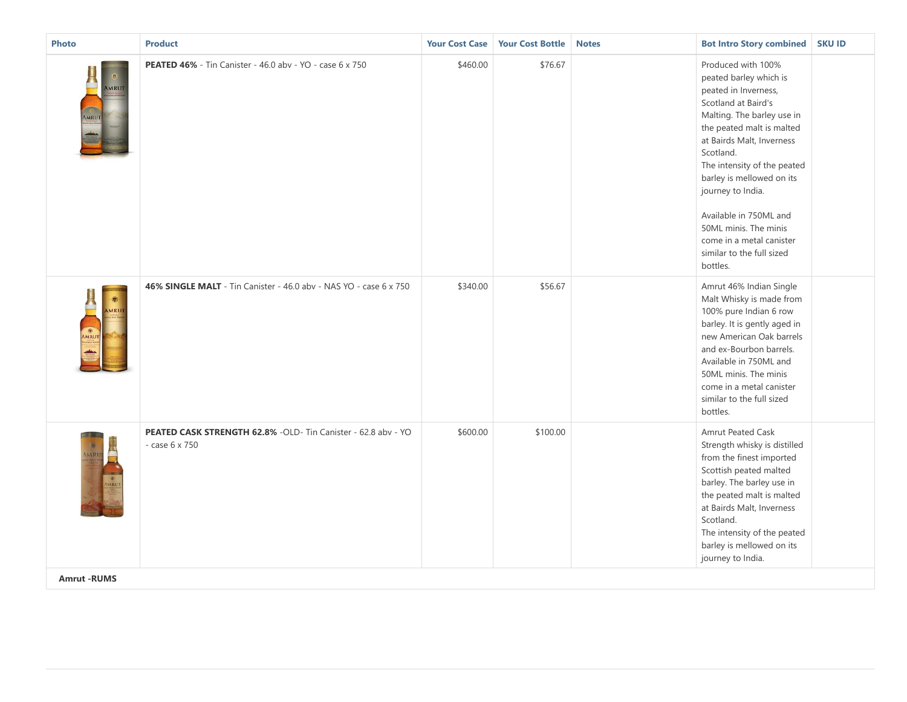| Photo | Product | Your Cost Case | Your Cost Bottle | Notes | Bot Intro Story combined | SKU ID |
|---|---|---|---|---|---|---|
| | **PEATED 46%** - Tin Canister - 46.0 abv - YO - case 6 x 750 | $460.00 | $76.67 | | Produced with 100% peated barley which is peated in Inverness, Scotland at Baird's Malting. The barley use in the peated malt is malted at Bairds Malt, Inverness Scotland.<br>The intensity of the peated barley is mellowed on its journey to India.<br><br>Available in 750ML and 50ML minis. The minis come in a metal canister similar to the full sized bottles. | |
| | **46% SINGLE MALT** - Tin Canister - 46.0 abv - NAS YO - case 6 x 750 | $340.00 | $56.67 | | Amrut 46% Indian Single Malt Whisky is made from 100% pure Indian 6 row barley. It is gently aged in new American Oak barrels and ex-Bourbon barrels. Available in 750ML and 50ML minis. The minis come in a metal canister similar to the full sized bottles. | |
| | **PEATED CASK STRENGTH 62.8%** -OLD- Tin Canister - 62.8 abv - YO - case 6 x 750 | $600.00 | $100.00 | | Amrut Peated Cask Strength whisky is distilled from the finest imported Scottish peated malted barley. The barley use in the peated malt is malted at Bairds Malt, Inverness Scotland.<br>The intensity of the peated barley is mellowed on its journey to India. | |
| **Amrut -RUMS** | | | | | | |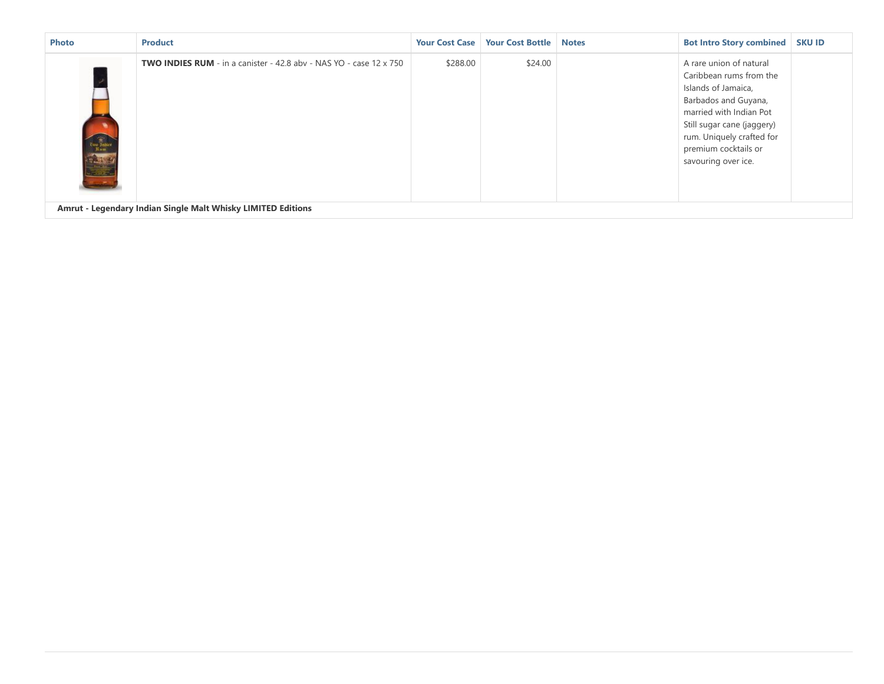| Photo | Product | Your Cost Case | Your Cost Bottle | Notes | Bot Intro Story combined | SKU ID |
|---|---|---|---|---|---|---|
| | **TWO INDIES RUM** - in a canister - 42.8 abv - NAS YO - case 12 x 750 | $288.00 | $24.00 | | A rare union of natural Caribbean rums from the Islands of Jamaica, Barbados and Guyana, married with Indian Pot Still sugar cane (jaggery) rum. Uniquely crafted for premium cocktails or savouring over ice. | |
| **Amrut - Legendary Indian Single Malt Whisky LIMITED Editions** | | | | | | |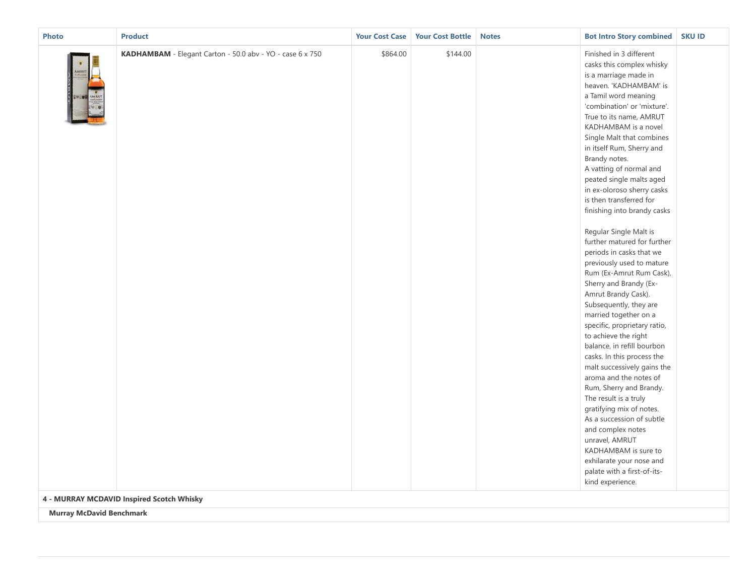| Photo | Product | Your Cost Case | Your Cost Bottle | Notes | Bot Intro Story combined | SKU ID |
| --- | --- | --- | --- | --- | --- | --- |
| | **KADHAMBAM** - Elegant Carton - 50.0 abv - YO - case 6 x 750 | $864.00 | $144.00 | | Finished in 3 different casks this complex whisky is a marriage made in heaven. 'KADHAMBAM' is a Tamil word meaning 'combination' or 'mixture'. True to its name, AMRUT KADHAMBAM is a novel Single Malt that combines in itself Rum, Sherry and Brandy notes.<br>A vatting of normal and peated single malts aged in ex-oloroso sherry casks is then transferred for finishing into brandy casks<br><br>Regular Single Malt is further matured for further periods in casks that we previously used to mature Rum (Ex-Amrut Rum Cask), Sherry and Brandy (Ex-Amrut Brandy Cask). Subsequently, they are married together on a specific, proprietary ratio, to achieve the right balance, in refill bourbon casks. In this process the malt successively gains the aroma and the notes of Rum, Sherry and Brandy. The result is a truly gratifying mix of notes.<br>As a succession of subtle and complex notes unravel, AMRUT KADHAMBAM is sure to exhilarate your nose and palate with a first-of-its-kind experience. | |
| **4 - MURRAY MCDAVID Inspired Scotch Whisky** | | | | | | |
| **Murray McDavid Benchmark** | | | | | | |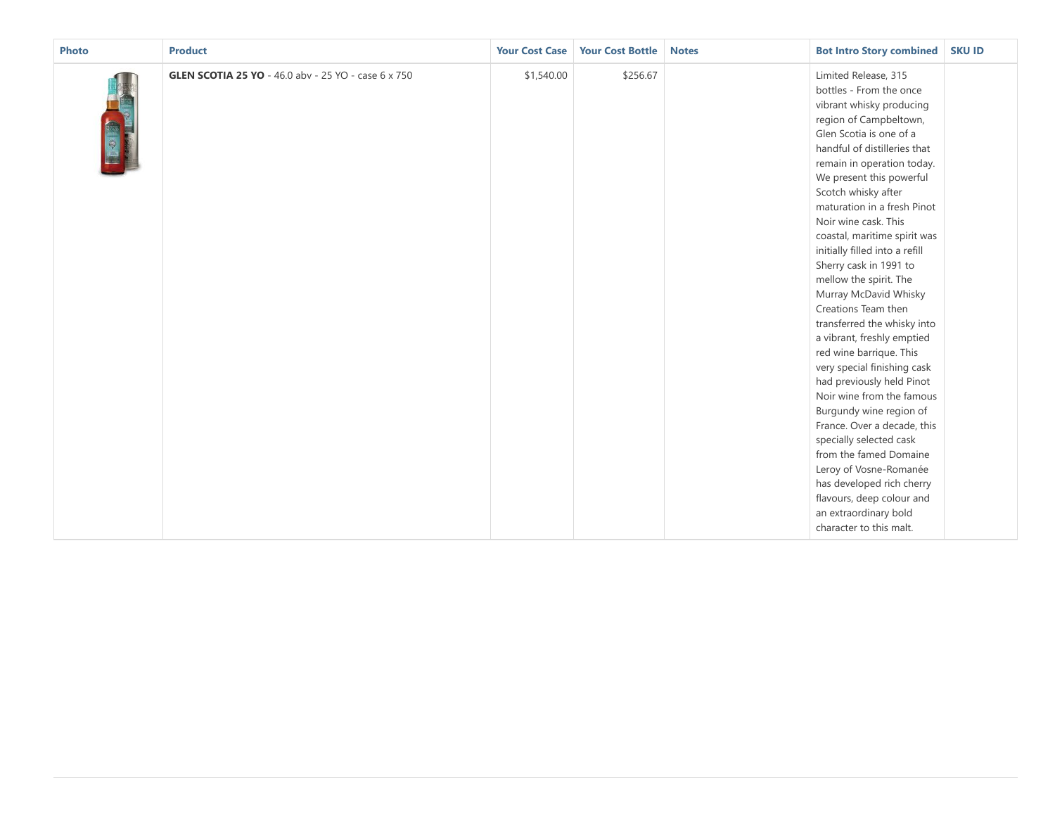| Photo | Product | Your Cost Case | Your Cost Bottle | Notes | Bot Intro Story combined | SKU ID |
|---|---|---|---|---|---|---|
| | **GLEN SCOTIA 25 YO** - 46.0 abv - 25 YO - case 6 x 750 | $1,540.00 | $256.67 | | Limited Release, 315 bottles - From the once vibrant whisky producing region of Campbeltown, Glen Scotia is one of a handful of distilleries that remain in operation today. We present this powerful Scotch whisky after maturation in a fresh Pinot Noir wine cask. This coastal, maritime spirit was initially filled into a refill Sherry cask in 1991 to mellow the spirit. The Murray McDavid Whisky Creations Team then transferred the whisky into a vibrant, freshly emptied red wine barrique. This very special finishing cask had previously held Pinot Noir wine from the famous Burgundy wine region of France. Over a decade, this specially selected cask from the famed Domaine Leroy of Vosne-Romanée has developed rich cherry flavours, deep colour and an extraordinary bold character to this malt. | |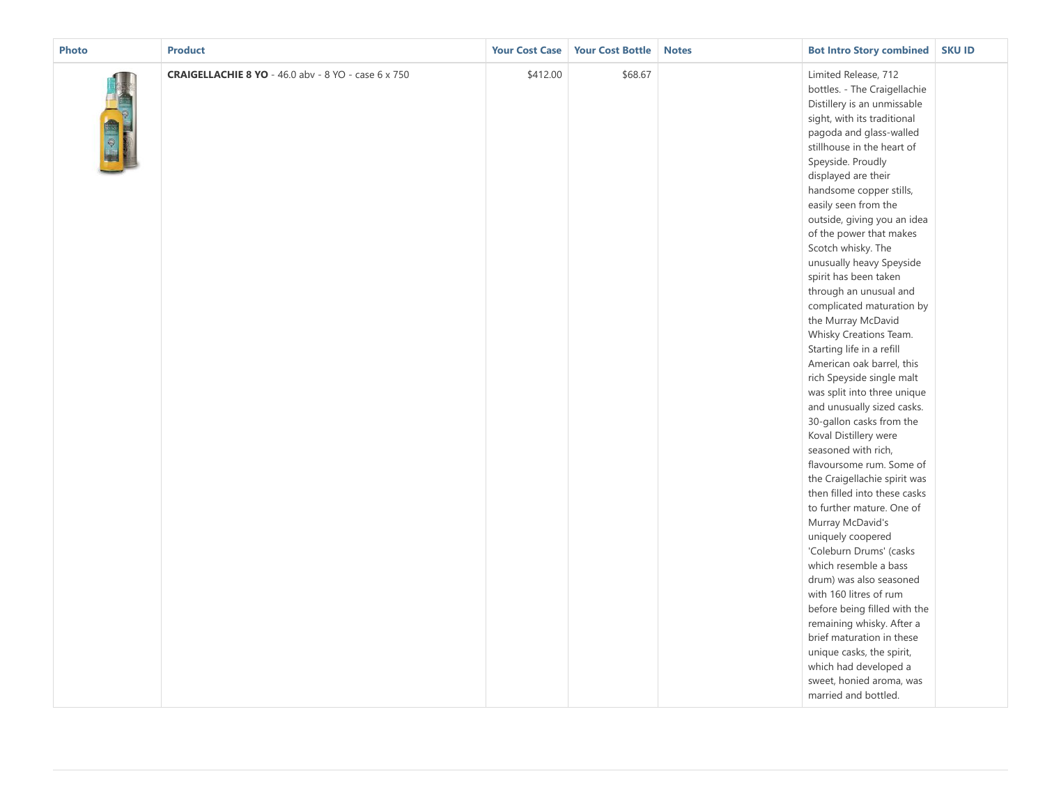| Photo | Product | Your Cost Case | Your Cost Bottle | Notes | Bot Intro Story combined | SKU ID |
| --- | --- | --- | --- | --- | --- | --- |
| | **CRAIGELLACHIE 8 YO** - 46.0 abv - 8 YO - case 6 x 750 | $412.00 | $68.67 | | Limited Release, 712 bottles. - The Craigellachie Distillery is an unmissable sight, with its traditional pagoda and glass-walled stillhouse in the heart of Speyside. Proudly displayed are their handsome copper stills, easily seen from the outside, giving you an idea of the power that makes Scotch whisky. The unusually heavy Speyside spirit has been taken through an unusual and complicated maturation by the Murray McDavid Whisky Creations Team. Starting life in a refill American oak barrel, this rich Speyside single malt was split into three unique and unusually sized casks. 30-gallon casks from the Koval Distillery were seasoned with rich, flavoursome rum. Some of the Craigellachie spirit was then filled into these casks to further mature. One of Murray McDavid's uniquely coopered 'Coleburn Drums' (casks which resemble a bass drum) was also seasoned with 160 litres of rum before being filled with the remaining whisky. After a brief maturation in these unique casks, the spirit, which had developed a sweet, honied aroma, was married and bottled. | |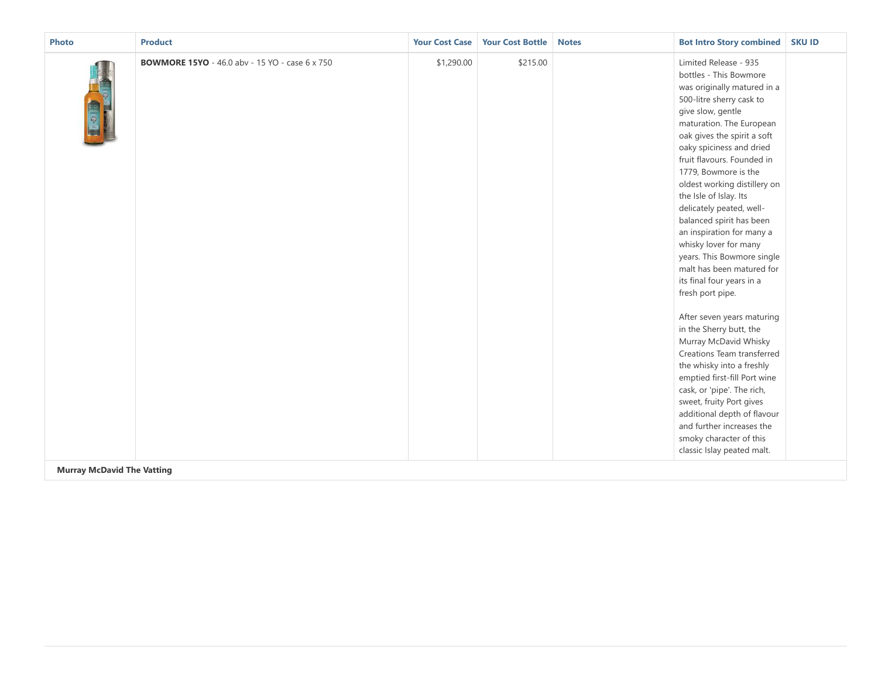| Photo | Product | Your Cost Case | Your Cost Bottle | Notes | Bot Intro Story combined | SKU ID |
|---|---|---|---|---|---|---|
| | **BOWMORE 15YO** - 46.0 abv - 15 YO - case 6 x 750 | $1,290.00 | $215.00 | | Limited Release - 935 bottles - This Bowmore was originally matured in a 500-litre sherry cask to give slow, gentle maturation. The European oak gives the spirit a soft oaky spiciness and dried fruit flavours. Founded in 1779, Bowmore is the oldest working distillery on the Isle of Islay. Its delicately peated, well-balanced spirit has been an inspiration for many a whisky lover for many years. This Bowmore single malt has been matured for its final four years in a fresh port pipe.<br><br>After seven years maturing in the Sherry butt, the Murray McDavid Whisky Creations Team transferred the whisky into a freshly emptied first-fill Port wine cask, or 'pipe'. The rich, sweet, fruity Port gives additional depth of flavour and further increases the smoky character of this classic Islay peated malt. | |

**Murray McDavid The Vatting**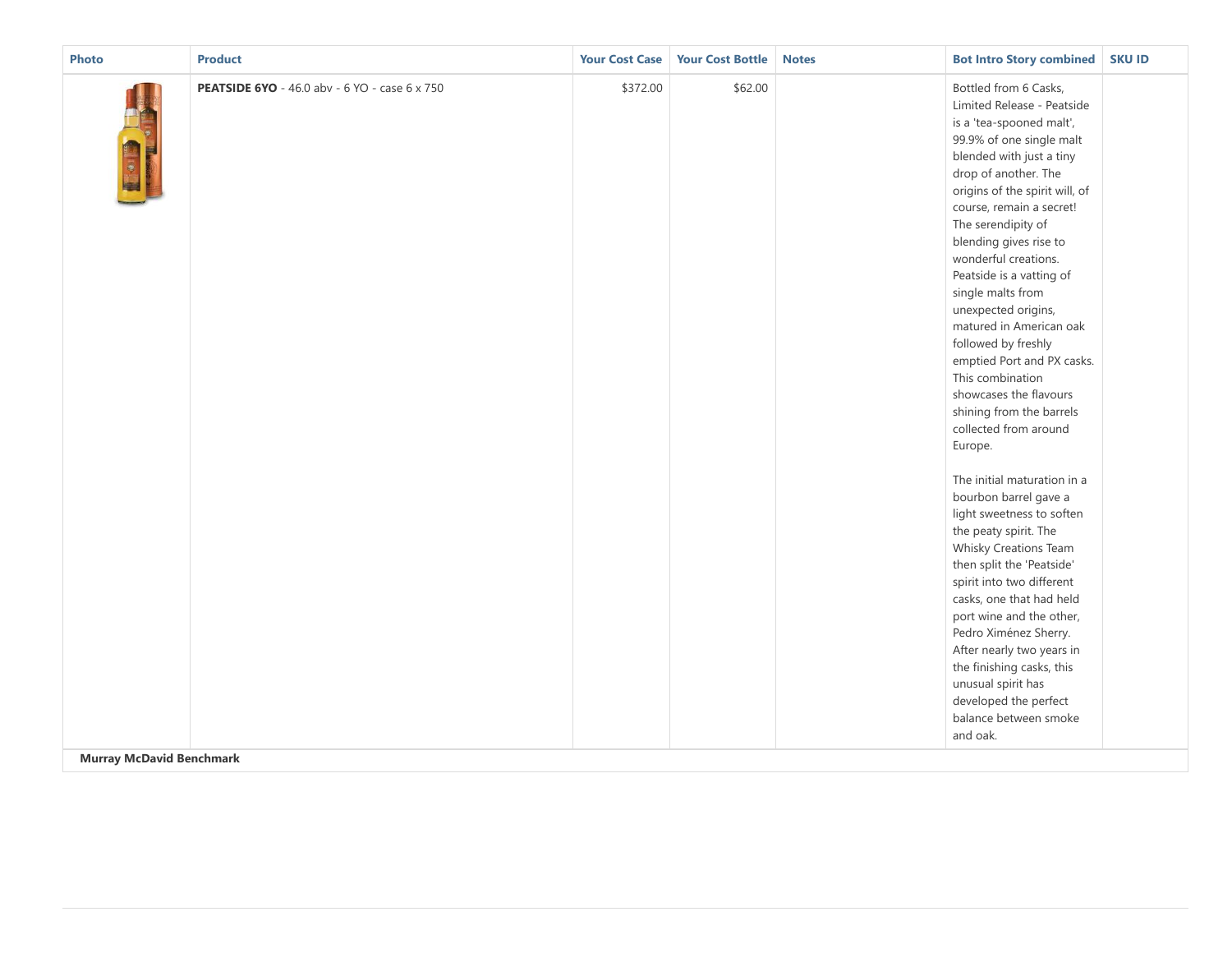| Photo | Product | Your Cost Case | Your Cost Bottle | Notes | Bot Intro Story combined | SKU ID |
|---|---|---|---|---|---|---|
| | **PEATSIDE 6YO** - 46.0 abv - 6 YO - case 6 x 750 | $372.00 | $62.00 | | Bottled from 6 Casks, Limited Release - Peatside is a 'tea-spooned malt', 99.9% of one single malt blended with just a tiny drop of another. The origins of the spirit will, of course, remain a secret! The serendipity of blending gives rise to wonderful creations. Peatside is a vatting of single malts from unexpected origins, matured in American oak followed by freshly emptied Port and PX casks. This combination showcases the flavours shining from the barrels collected from around Europe.<br><br>The initial maturation in a bourbon barrel gave a light sweetness to soften the peaty spirit. The Whisky Creations Team then split the 'Peatside' spirit into two different casks, one that had held port wine and the other, Pedro Ximénez Sherry. After nearly two years in the finishing casks, this unusual spirit has developed the perfect balance between smoke and oak. | |
| **Murray McDavid Benchmark** | | | | | | |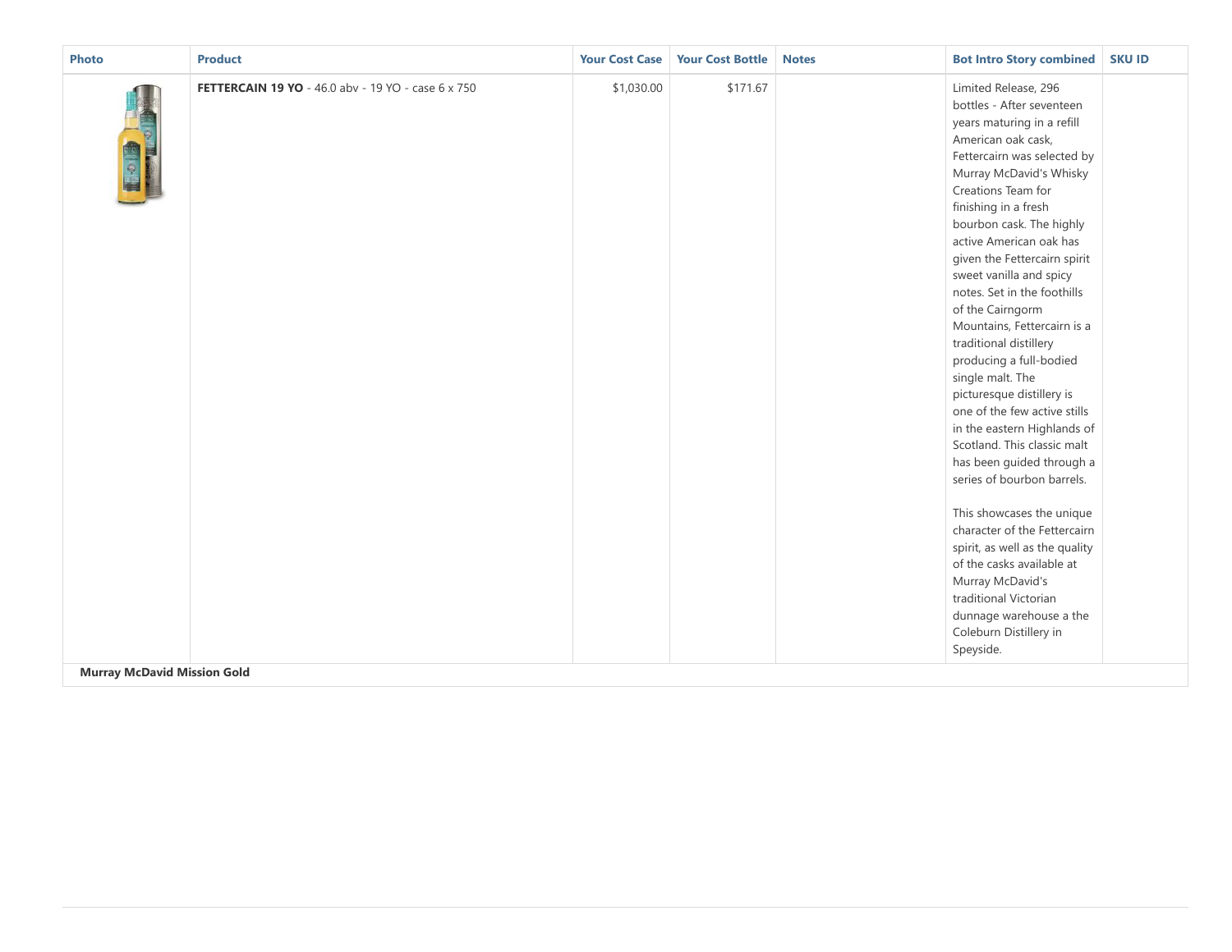| Photo | Product | Your Cost Case | Your Cost Bottle | Notes | Bot Intro Story combined | SKU ID |
|---|---|---|---|---|---|---|
| | **FETTERCAIN 19 YO** - 46.0 abv - 19 YO - case 6 x 750 | $1,030.00 | $171.67 | | Limited Release, 296 bottles - After seventeen years maturing in a refill American oak cask, Fettercairn was selected by Murray McDavid's Whisky Creations Team for finishing in a fresh bourbon cask. The highly active American oak has given the Fettercairn spirit sweet vanilla and spicy notes. Set in the foothills of the Cairngorm Mountains, Fettercairn is a traditional distillery producing a full-bodied single malt. The picturesque distillery is one of the few active stills in the eastern Highlands of Scotland. This classic malt has been guided through a series of bourbon barrels.<br><br>This showcases the unique character of the Fettercairn spirit, as well as the quality of the casks available at Murray McDavid's traditional Victorian dunnage warehouse a the Coleburn Distillery in Speyside. | |
| **Murray McDavid Mission Gold** | | | | | | |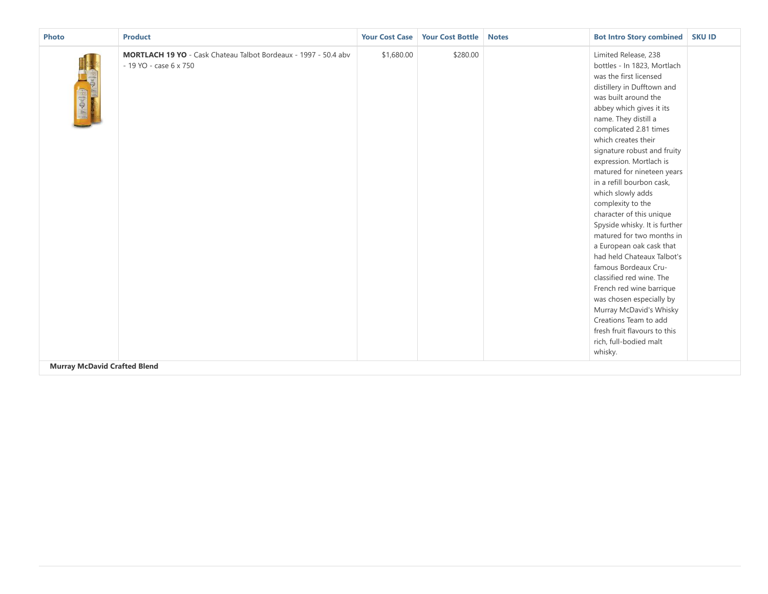| Photo | Product | Your Cost Case | Your Cost Bottle | Notes | Bot Intro Story combined | SKU ID |
|---|---|---|---|---|---|---|
| | **MORTLACH 19 YO** - Cask Chateau Talbot Bordeaux - 1997 - 50.4 abv - 19 YO - case 6 x 750 | $1,680.00 | $280.00 | | Limited Release, 238 bottles - In 1823, Mortlach was the first licensed distillery in Dufftown and was built around the abbey which gives it its name. They distill a complicated 2.81 times which creates their signature robust and fruity expression. Mortlach is matured for nineteen years in a refill bourbon cask, which slowly adds complexity to the character of this unique Spyside whisky. It is further matured for two months in a European oak cask that had held Chateaux Talbot's famous Bordeaux Cru-classified red wine. The French red wine barrique was chosen especially by Murray McDavid's Whisky Creations Team to add fresh fruit flavours to this rich, full-bodied malt whisky. | |
| **Murray McDavid Crafted Blend** | | | | | | |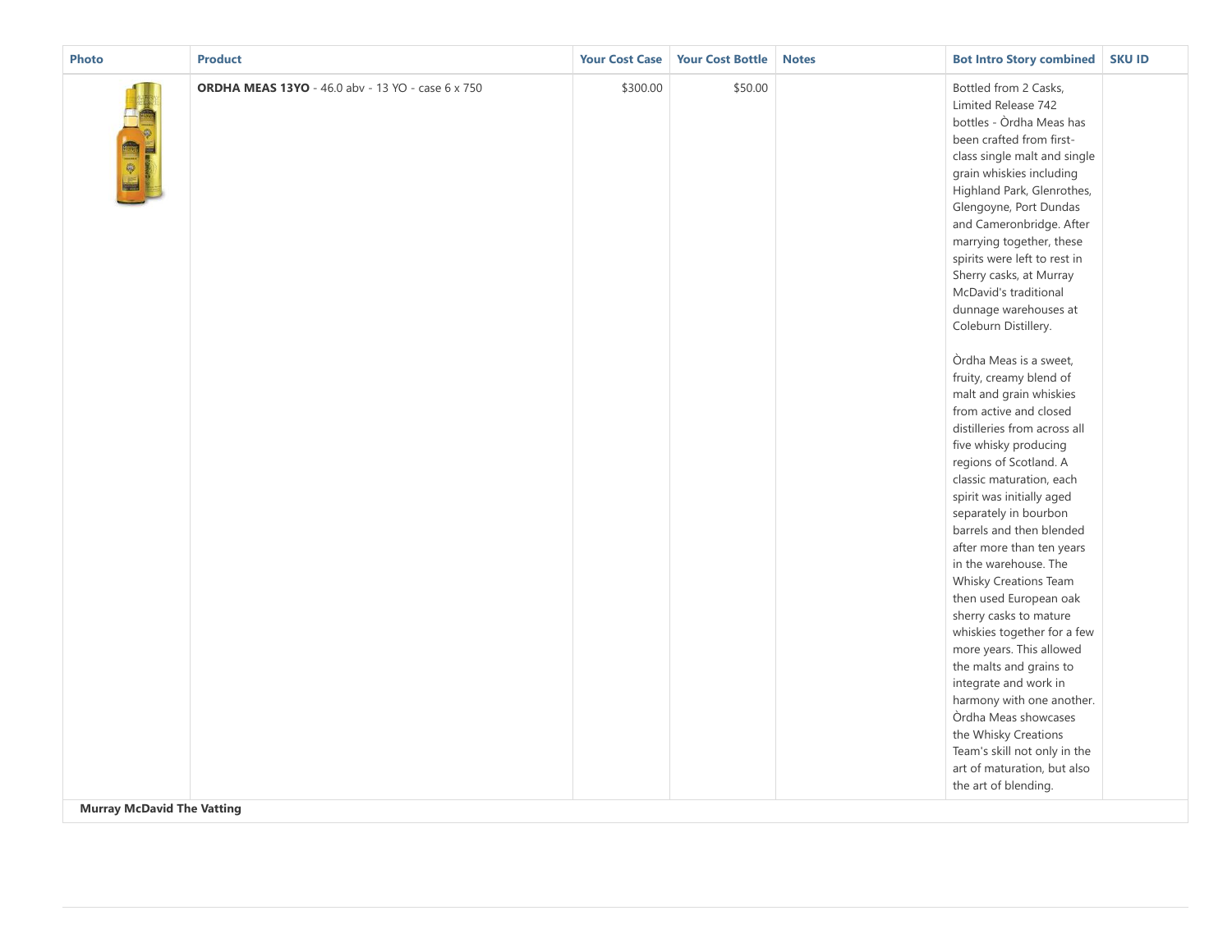| Photo | Product | Your Cost Case | Your Cost Bottle | Notes | Bot Intro Story combined | SKU ID |
|---|---|---|---|---|---|---|
| | **ORDHA MEAS 13YO** - 46.0 abv - 13 YO - case 6 x 750 | $300.00 | $50.00 | | Bottled from 2 Casks, Limited Release 742 bottles - Òrdha Meas has been crafted from first-class single malt and single grain whiskies including Highland Park, Glenrothes, Glengoyne, Port Dundas and Cameronbridge. After marrying together, these spirits were left to rest in Sherry casks, at Murray McDavid's traditional dunnage warehouses at Coleburn Distillery.<br><br>Òrdha Meas is a sweet, fruity, creamy blend of malt and grain whiskies from active and closed distilleries from across all five whisky producing regions of Scotland. A classic maturation, each spirit was initially aged separately in bourbon barrels and then blended after more than ten years in the warehouse. The Whisky Creations Team then used European oak sherry casks to mature whiskies together for a few more years. This allowed the malts and grains to integrate and work in harmony with one another. Òrdha Meas showcases the Whisky Creations Team's skill not only in the art of maturation, but also the art of blending. | |
| **Murray McDavid The Vatting** | | | | | | |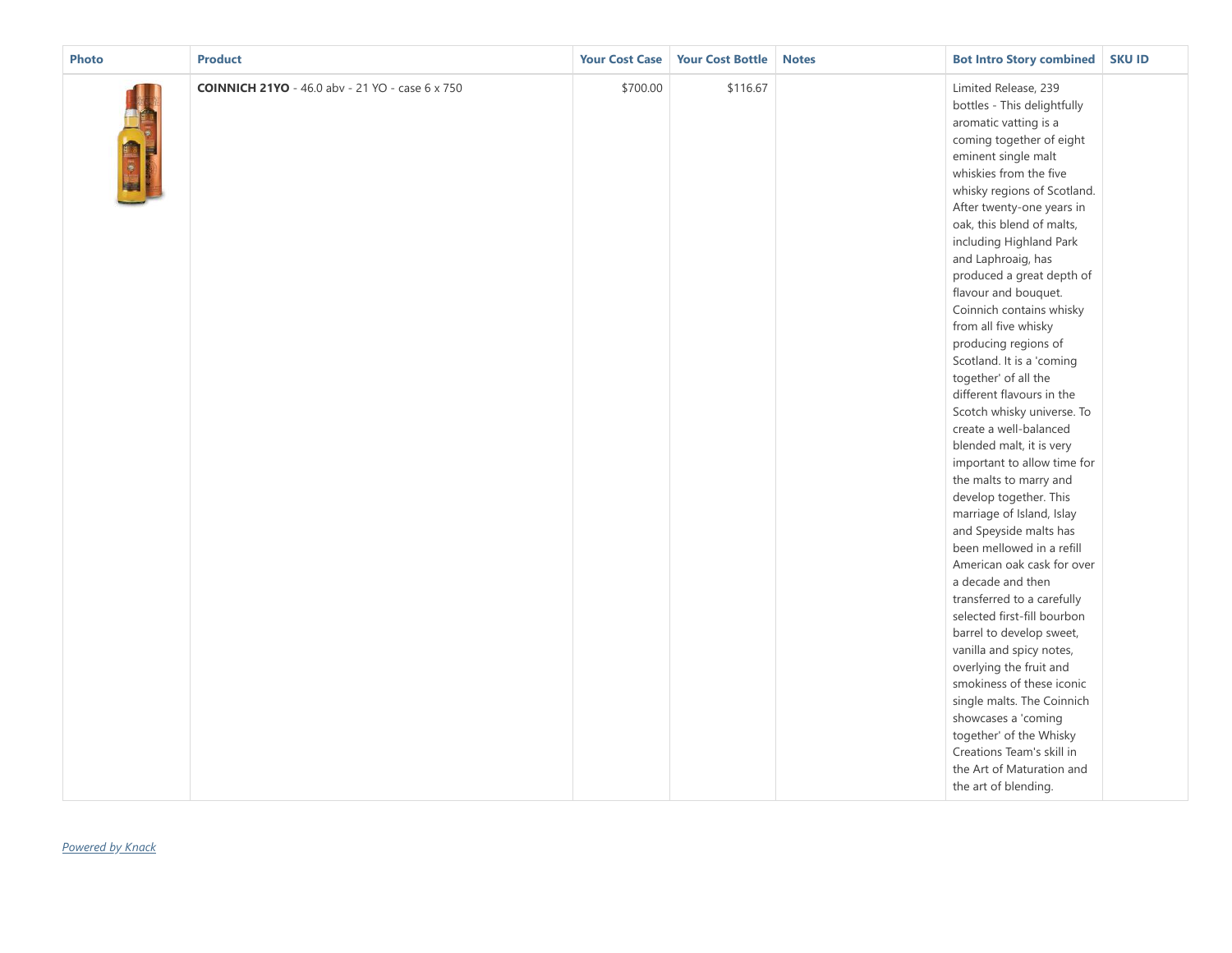| Photo | Product | Your Cost Case | Your Cost Bottle | Notes | Bot Intro Story combined | SKU ID |
|---|---|---|---|---|---|---|
| | **COINNICH 21YO** - 46.0 abv - 21 YO - case 6 x 750 | $700.00 | $116.67 | | Limited Release, 239 bottles - This delightfully aromatic vatting is a coming together of eight eminent single malt whiskies from the five whisky regions of Scotland. After twenty-one years in oak, this blend of malts, including Highland Park and Laphroaig, has produced a great depth of flavour and bouquet. Coinnich contains whisky from all five whisky producing regions of Scotland. It is a 'coming together' of all the different flavours in the Scotch whisky universe. To create a well-balanced blended malt, it is very important to allow time for the malts to marry and develop together. This marriage of Island, Islay and Speyside malts has been mellowed in a refill American oak cask for over a decade and then transferred to a carefully selected first-fill bourbon barrel to develop sweet, vanilla and spicy notes, overlying the fruit and smokiness of these iconic single malts. The Coinnich showcases a 'coming together' of the Whisky Creations Team's skill in the Art of Maturation and the art of blending. | |

*Powered by Knack*